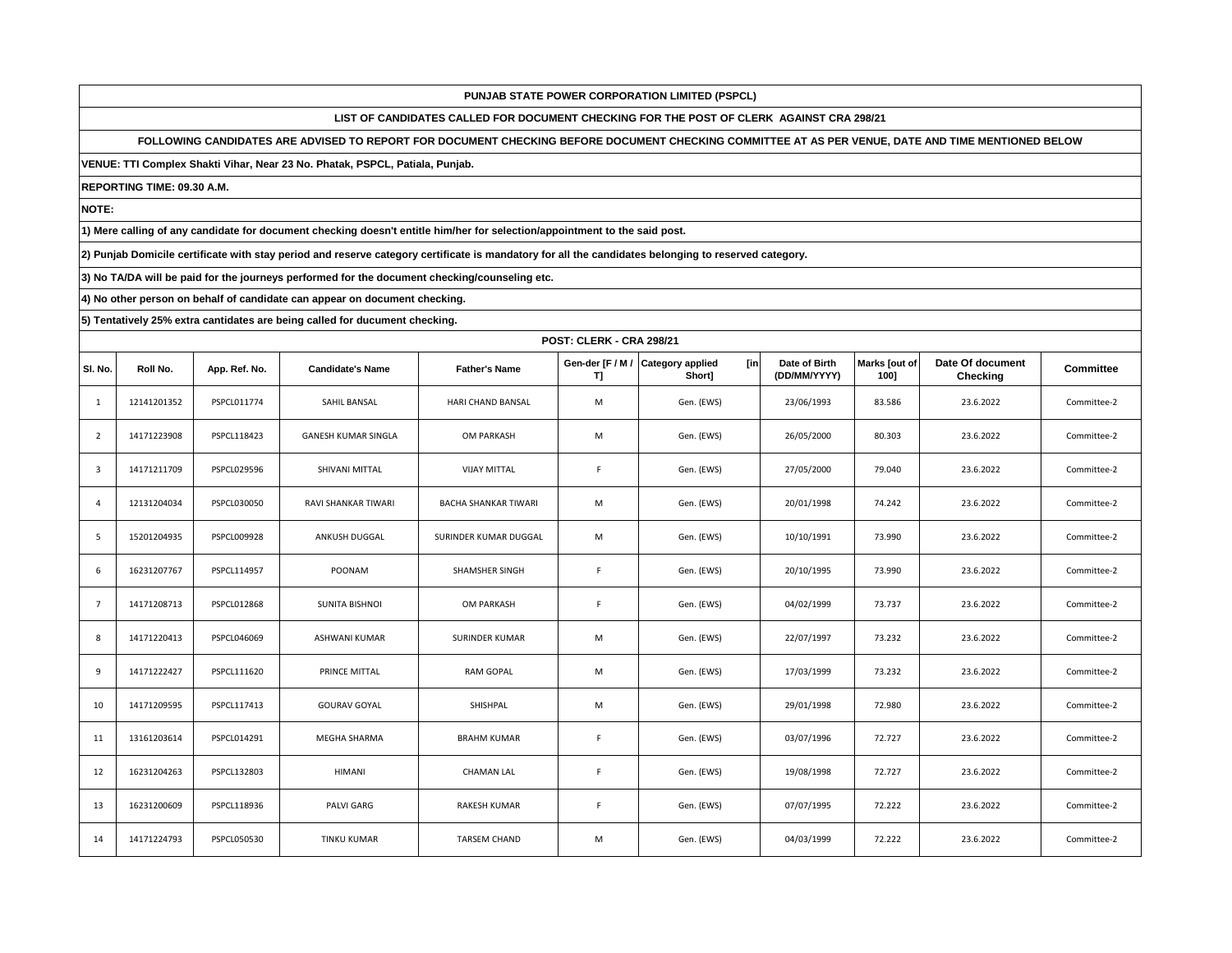**PUNJAB STATE POWER CORPORATION LIMITED (PSPCL)**

**LIST OF CANDIDATES CALLED FOR DOCUMENT CHECKING FOR THE POST OF CLERK AGAINST CRA 298/21**

**FOLLOWING CANDIDATES ARE ADVISED TO REPORT FOR DOCUMENT CHECKING BEFORE DOCUMENT CHECKING COMMITTEE AT AS PER VENUE, DATE AND TIME MENTIONED BELOW**

**VENUE: TTI Complex Shakti Vihar, Near 23 No. Phatak, PSPCL, Patiala, Punjab.**

**REPORTING TIME: 09.30 A.M.**

**NOTE:**

**1) Mere calling of any candidate for document checking doesn't entitle him/her for selection/appointment to the said post.**

**2) Punjab Domicile certificate with stay period and reserve category certificate is mandatory for all the candidates belonging to reserved category.**

**3) No TA/DA will be paid for the journeys performed for the document checking/counseling etc.**

**4) No other person on behalf of candidate can appear on document checking.**

**5) Tentatively 25% extra cantidates are being called for ducument checking.**

**POST: CLERK - CRA 298/21**

| Sl. No. | Roll No. | App. Ref. No. | Candidate's Name | Father's Name | Gen-der [F / M / T] | Category applied [in Short] | Date of Birth (DD/MM/YYYY) | Marks [out of 100] | Date Of document Checking | Committee |
|---|---|---|---|---|---|---|---|---|---|---|
| 1 | 12141201352 | PSPCL011774 | SAHIL BANSAL | HARI CHAND BANSAL | M | Gen. (EWS) | 23/06/1993 | 83.586 | 23.6.2022 | Committee-2 |
| 2 | 14171223908 | PSPCL118423 | GANESH KUMAR SINGLA | OM PARKASH | M | Gen. (EWS) | 26/05/2000 | 80.303 | 23.6.2022 | Committee-2 |
| 3 | 14171211709 | PSPCL029596 | SHIVANI MITTAL | VIJAY MITTAL | F | Gen. (EWS) | 27/05/2000 | 79.040 | 23.6.2022 | Committee-2 |
| 4 | 12131204034 | PSPCL030050 | RAVI SHANKAR TIWARI | BACHA SHANKAR TIWARI | M | Gen. (EWS) | 20/01/1998 | 74.242 | 23.6.2022 | Committee-2 |
| 5 | 15201204935 | PSPCL009928 | ANKUSH DUGGAL | SURINDER KUMAR DUGGAL | M | Gen. (EWS) | 10/10/1991 | 73.990 | 23.6.2022 | Committee-2 |
| 6 | 16231207767 | PSPCL114957 | POONAM | SHAMSHER SINGH | F | Gen. (EWS) | 20/10/1995 | 73.990 | 23.6.2022 | Committee-2 |
| 7 | 14171208713 | PSPCL012868 | SUNITA BISHNOI | OM PARKASH | F | Gen. (EWS) | 04/02/1999 | 73.737 | 23.6.2022 | Committee-2 |
| 8 | 14171220413 | PSPCL046069 | ASHWANI KUMAR | SURINDER KUMAR | M | Gen. (EWS) | 22/07/1997 | 73.232 | 23.6.2022 | Committee-2 |
| 9 | 14171222427 | PSPCL111620 | PRINCE MITTAL | RAM GOPAL | M | Gen. (EWS) | 17/03/1999 | 73.232 | 23.6.2022 | Committee-2 |
| 10 | 14171209595 | PSPCL117413 | GOURAV GOYAL | SHISHPAL | M | Gen. (EWS) | 29/01/1998 | 72.980 | 23.6.2022 | Committee-2 |
| 11 | 13161203614 | PSPCL014291 | MEGHA SHARMA | BRAHM KUMAR | F | Gen. (EWS) | 03/07/1996 | 72.727 | 23.6.2022 | Committee-2 |
| 12 | 16231204263 | PSPCL132803 | HIMANI | CHAMAN LAL | F | Gen. (EWS) | 19/08/1998 | 72.727 | 23.6.2022 | Committee-2 |
| 13 | 16231200609 | PSPCL118936 | PALVI GARG | RAKESH KUMAR | F | Gen. (EWS) | 07/07/1995 | 72.222 | 23.6.2022 | Committee-2 |
| 14 | 14171224793 | PSPCL050530 | TINKU KUMAR | TARSEM CHAND | M | Gen. (EWS) | 04/03/1999 | 72.222 | 23.6.2022 | Committee-2 |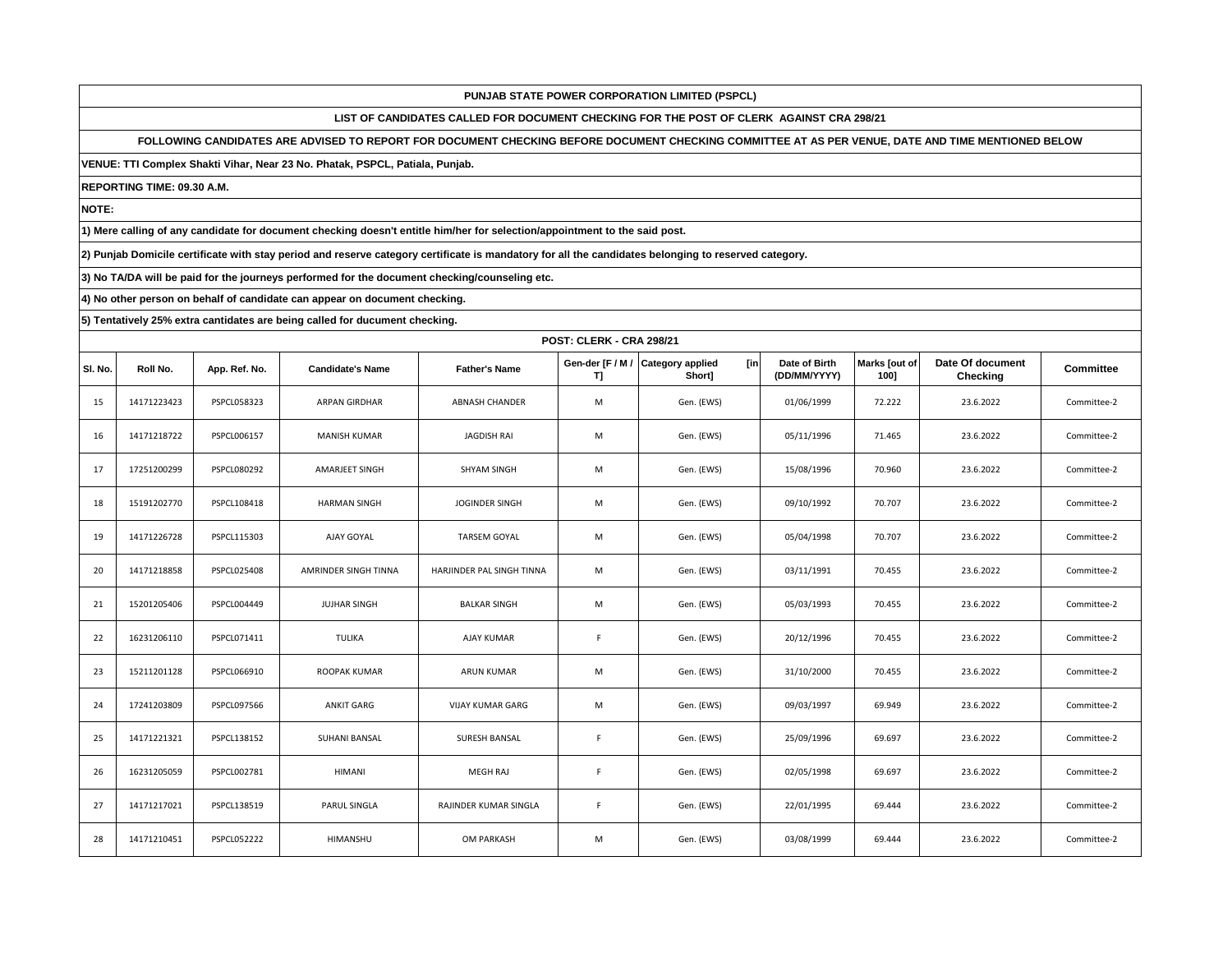**PUNJAB STATE POWER CORPORATION LIMITED (PSPCL)**

**LIST OF CANDIDATES CALLED FOR DOCUMENT CHECKING FOR THE POST OF CLERK AGAINST CRA 298/21**

**FOLLOWING CANDIDATES ARE ADVISED TO REPORT FOR DOCUMENT CHECKING BEFORE DOCUMENT CHECKING COMMITTEE AT AS PER VENUE, DATE AND TIME MENTIONED BELOW**

**VENUE: TTI Complex Shakti Vihar, Near 23 No. Phatak, PSPCL, Patiala, Punjab.**

**REPORTING TIME: 09.30 A.M.**

**NOTE:**

**1) Mere calling of any candidate for document checking doesn't entitle him/her for selection/appointment to the said post.**

**2) Punjab Domicile certificate with stay period and reserve category certificate is mandatory for all the candidates belonging to reserved category.**

**3) No TA/DA will be paid for the journeys performed for the document checking/counseling etc.**

**4) No other person on behalf of candidate can appear on document checking.**

**5) Tentatively 25% extra cantidates are being called for ducument checking.**

**POST: CLERK - CRA 298/21**

| Sl. No. | Roll No. | App. Ref. No. | Candidate's Name | Father's Name | Gen-der [F / M / T] | Category applied [in Short] | Date of Birth (DD/MM/YYYY) | Marks [out of 100] | Date Of document Checking | Committee |
|---|---|---|---|---|---|---|---|---|---|---|
| 15 | 14171223423 | PSPCL058323 | ARPAN GIRDHAR | ABNASH CHANDER | M | Gen. (EWS) | 01/06/1999 | 72.222 | 23.6.2022 | Committee-2 |
| 16 | 14171218722 | PSPCL006157 | MANISH KUMAR | JAGDISH RAI | M | Gen. (EWS) | 05/11/1996 | 71.465 | 23.6.2022 | Committee-2 |
| 17 | 17251200299 | PSPCL080292 | AMARJEET SINGH | SHYAM SINGH | M | Gen. (EWS) | 15/08/1996 | 70.960 | 23.6.2022 | Committee-2 |
| 18 | 15191202770 | PSPCL108418 | HARMAN SINGH | JOGINDER SINGH | M | Gen. (EWS) | 09/10/1992 | 70.707 | 23.6.2022 | Committee-2 |
| 19 | 14171226728 | PSPCL115303 | AJAY GOYAL | TARSEM GOYAL | M | Gen. (EWS) | 05/04/1998 | 70.707 | 23.6.2022 | Committee-2 |
| 20 | 14171218858 | PSPCL025408 | AMRINDER SINGH TINNA | HARJINDER PAL SINGH TINNA | M | Gen. (EWS) | 03/11/1991 | 70.455 | 23.6.2022 | Committee-2 |
| 21 | 15201205406 | PSPCL004449 | JUJHAR SINGH | BALKAR SINGH | M | Gen. (EWS) | 05/03/1993 | 70.455 | 23.6.2022 | Committee-2 |
| 22 | 16231206110 | PSPCL071411 | TULIKA | AJAY KUMAR | F | Gen. (EWS) | 20/12/1996 | 70.455 | 23.6.2022 | Committee-2 |
| 23 | 15211201128 | PSPCL066910 | ROOPAK KUMAR | ARUN KUMAR | M | Gen. (EWS) | 31/10/2000 | 70.455 | 23.6.2022 | Committee-2 |
| 24 | 17241203809 | PSPCL097566 | ANKIT GARG | VIJAY KUMAR GARG | M | Gen. (EWS) | 09/03/1997 | 69.949 | 23.6.2022 | Committee-2 |
| 25 | 14171221321 | PSPCL138152 | SUHANI BANSAL | SURESH BANSAL | F | Gen. (EWS) | 25/09/1996 | 69.697 | 23.6.2022 | Committee-2 |
| 26 | 16231205059 | PSPCL002781 | HIMANI | MEGH RAJ | F | Gen. (EWS) | 02/05/1998 | 69.697 | 23.6.2022 | Committee-2 |
| 27 | 14171217021 | PSPCL138519 | PARUL SINGLA | RAJINDER KUMAR SINGLA | F | Gen. (EWS) | 22/01/1995 | 69.444 | 23.6.2022 | Committee-2 |
| 28 | 14171210451 | PSPCL052222 | HIMANSHU | OM PARKASH | M | Gen. (EWS) | 03/08/1999 | 69.444 | 23.6.2022 | Committee-2 |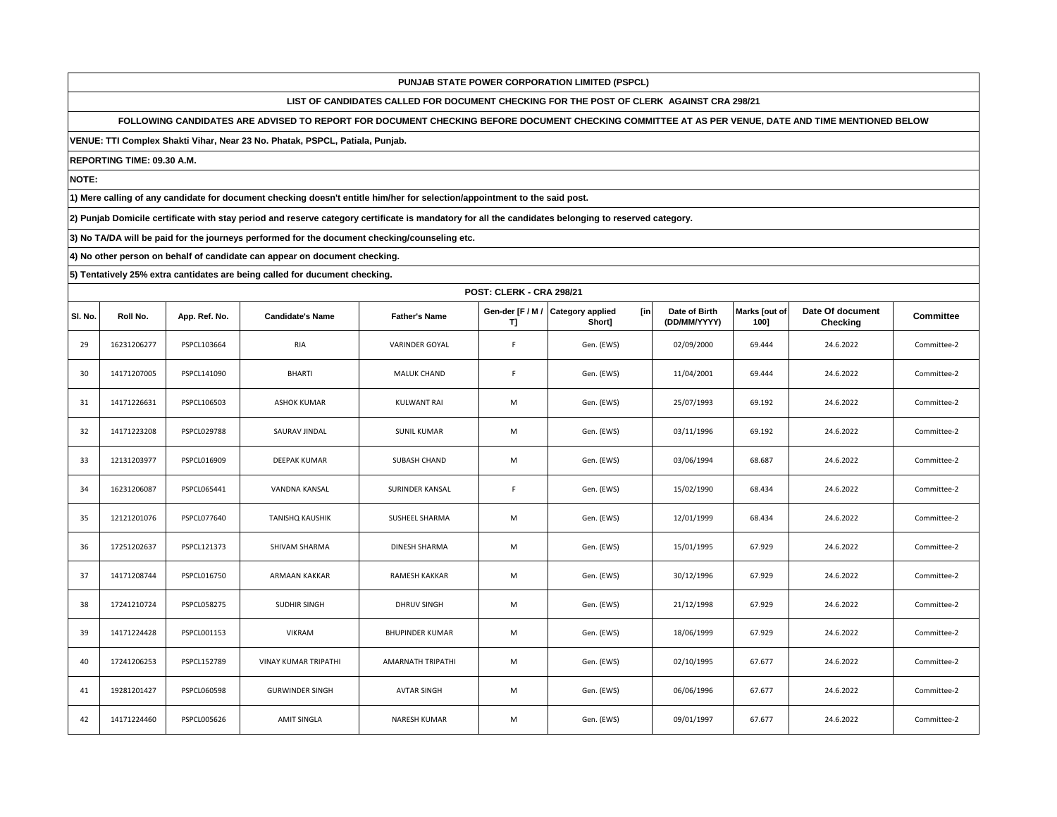**PUNJAB STATE POWER CORPORATION LIMITED (PSPCL)**

**LIST OF CANDIDATES CALLED FOR DOCUMENT CHECKING FOR THE POST OF CLERK AGAINST CRA 298/21**

**FOLLOWING CANDIDATES ARE ADVISED TO REPORT FOR DOCUMENT CHECKING BEFORE DOCUMENT CHECKING COMMITTEE AT AS PER VENUE, DATE AND TIME MENTIONED BELOW**

**VENUE: TTI Complex Shakti Vihar, Near 23 No. Phatak, PSPCL, Patiala, Punjab.**

**REPORTING TIME: 09.30 A.M.**

**NOTE:**

**1) Mere calling of any candidate for document checking doesn't entitle him/her for selection/appointment to the said post.**

**2) Punjab Domicile certificate with stay period and reserve category certificate is mandatory for all the candidates belonging to reserved category.**

**3) No TA/DA will be paid for the journeys performed for the document checking/counseling etc.**

**4) No other person on behalf of candidate can appear on document checking.**

**5) Tentatively 25% extra cantidates are being called for ducument checking.**

**POST: CLERK - CRA 298/21**

| Sl. No. | Roll No. | App. Ref. No. | Candidate's Name | Father's Name | Gen-der [F / M / T] | Category applied [in Short] | Date of Birth (DD/MM/YYYY) | Marks [out of 100] | Date Of document Checking | Committee |
|---|---|---|---|---|---|---|---|---|---|---|
| 29 | 16231206277 | PSPCL103664 | RIA | VARINDER GOYAL | F | Gen. (EWS) | 02/09/2000 | 69.444 | 24.6.2022 | Committee-2 |
| 30 | 14171207005 | PSPCL141090 | BHARTI | MALUK CHAND | F | Gen. (EWS) | 11/04/2001 | 69.444 | 24.6.2022 | Committee-2 |
| 31 | 14171226631 | PSPCL106503 | ASHOK KUMAR | KULWANT RAI | M | Gen. (EWS) | 25/07/1993 | 69.192 | 24.6.2022 | Committee-2 |
| 32 | 14171223208 | PSPCL029788 | SAURAV JINDAL | SUNIL KUMAR | M | Gen. (EWS) | 03/11/1996 | 69.192 | 24.6.2022 | Committee-2 |
| 33 | 12131203977 | PSPCL016909 | DEEPAK KUMAR | SUBASH CHAND | M | Gen. (EWS) | 03/06/1994 | 68.687 | 24.6.2022 | Committee-2 |
| 34 | 16231206087 | PSPCL065441 | VANDNA KANSAL | SURINDER KANSAL | F | Gen. (EWS) | 15/02/1990 | 68.434 | 24.6.2022 | Committee-2 |
| 35 | 12121201076 | PSPCL077640 | TANISHQ KAUSHIK | SUSHEEL SHARMA | M | Gen. (EWS) | 12/01/1999 | 68.434 | 24.6.2022 | Committee-2 |
| 36 | 17251202637 | PSPCL121373 | SHIVAM SHARMA | DINESH SHARMA | M | Gen. (EWS) | 15/01/1995 | 67.929 | 24.6.2022 | Committee-2 |
| 37 | 14171208744 | PSPCL016750 | ARMAAN KAKKAR | RAMESH KAKKAR | M | Gen. (EWS) | 30/12/1996 | 67.929 | 24.6.2022 | Committee-2 |
| 38 | 17241210724 | PSPCL058275 | SUDHIR SINGH | DHRUV SINGH | M | Gen. (EWS) | 21/12/1998 | 67.929 | 24.6.2022 | Committee-2 |
| 39 | 14171224428 | PSPCL001153 | VIKRAM | BHUPINDER KUMAR | M | Gen. (EWS) | 18/06/1999 | 67.929 | 24.6.2022 | Committee-2 |
| 40 | 17241206253 | PSPCL152789 | VINAY KUMAR TRIPATHI | AMARNATH TRIPATHI | M | Gen. (EWS) | 02/10/1995 | 67.677 | 24.6.2022 | Committee-2 |
| 41 | 19281201427 | PSPCL060598 | GURWINDER SINGH | AVTAR SINGH | M | Gen. (EWS) | 06/06/1996 | 67.677 | 24.6.2022 | Committee-2 |
| 42 | 14171224460 | PSPCL005626 | AMIT SINGLA | NARESH KUMAR | M | Gen. (EWS) | 09/01/1997 | 67.677 | 24.6.2022 | Committee-2 |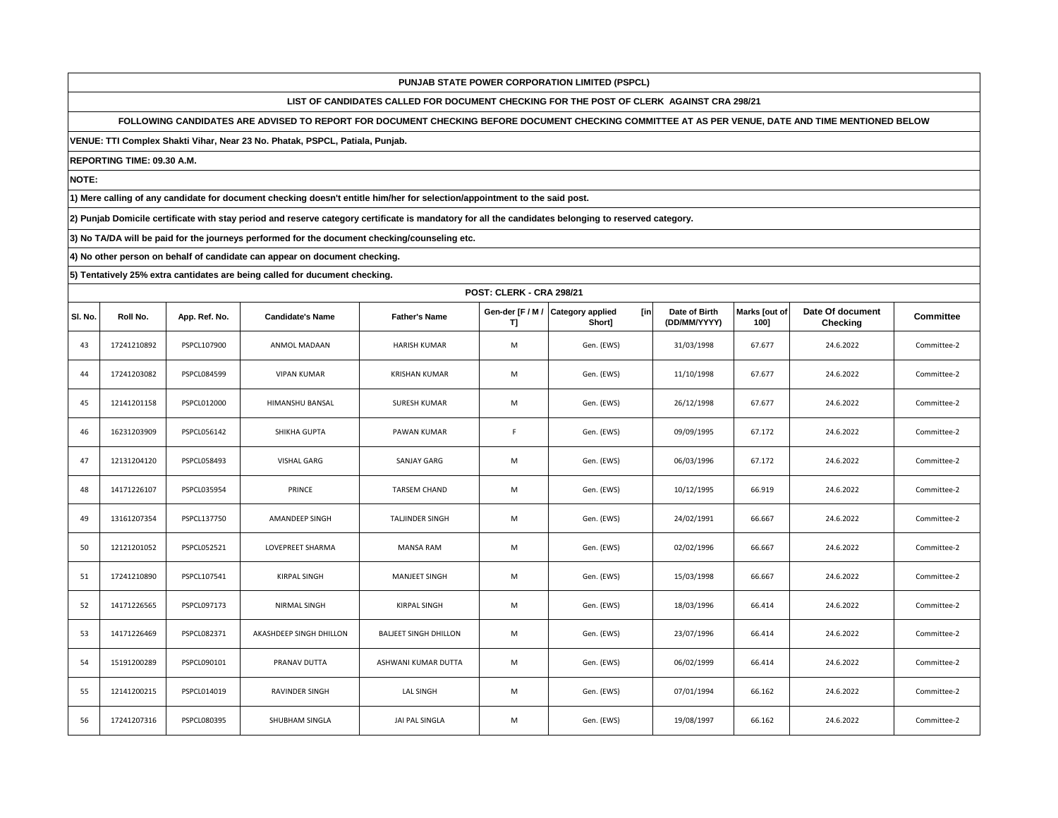**PUNJAB STATE POWER CORPORATION LIMITED (PSPCL)**

**LIST OF CANDIDATES CALLED FOR DOCUMENT CHECKING FOR THE POST OF CLERK AGAINST CRA 298/21**

**FOLLOWING CANDIDATES ARE ADVISED TO REPORT FOR DOCUMENT CHECKING BEFORE DOCUMENT CHECKING COMMITTEE AT AS PER VENUE, DATE AND TIME MENTIONED BELOW**

**VENUE: TTI Complex Shakti Vihar, Near 23 No. Phatak, PSPCL, Patiala, Punjab.**

**REPORTING TIME: 09.30 A.M.**

**NOTE:**

**1) Mere calling of any candidate for document checking doesn't entitle him/her for selection/appointment to the said post.**

**2) Punjab Domicile certificate with stay period and reserve category certificate is mandatory for all the candidates belonging to reserved category.**

**3) No TA/DA will be paid for the journeys performed for the document checking/counseling etc.**

**4) No other person on behalf of candidate can appear on document checking.**

**5) Tentatively 25% extra cantidates are being called for ducument checking.**

**POST: CLERK - CRA 298/21**

| Sl. No. | Roll No. | App. Ref. No. | Candidate's Name | Father's Name | Gen-der [F / M / T] | Category applied [in Short] | Date of Birth (DD/MM/YYYY) | Marks [out of 100] | Date Of document Checking | Committee |
|---|---|---|---|---|---|---|---|---|---|---|
| 43 | 17241210892 | PSPCL107900 | ANMOL MADAAN | HARISH KUMAR | M | Gen. (EWS) | 31/03/1998 | 67.677 | 24.6.2022 | Committee-2 |
| 44 | 17241203082 | PSPCL084599 | VIPAN KUMAR | KRISHAN KUMAR | M | Gen. (EWS) | 11/10/1998 | 67.677 | 24.6.2022 | Committee-2 |
| 45 | 12141201158 | PSPCL012000 | HIMANSHU BANSAL | SURESH KUMAR | M | Gen. (EWS) | 26/12/1998 | 67.677 | 24.6.2022 | Committee-2 |
| 46 | 16231203909 | PSPCL056142 | SHIKHA GUPTA | PAWAN KUMAR | F | Gen. (EWS) | 09/09/1995 | 67.172 | 24.6.2022 | Committee-2 |
| 47 | 12131204120 | PSPCL058493 | VISHAL GARG | SANJAY GARG | M | Gen. (EWS) | 06/03/1996 | 67.172 | 24.6.2022 | Committee-2 |
| 48 | 14171226107 | PSPCL035954 | PRINCE | TARSEM CHAND | M | Gen. (EWS) | 10/12/1995 | 66.919 | 24.6.2022 | Committee-2 |
| 49 | 13161207354 | PSPCL137750 | AMANDEEP SINGH | TALJINDER SINGH | M | Gen. (EWS) | 24/02/1991 | 66.667 | 24.6.2022 | Committee-2 |
| 50 | 12121201052 | PSPCL052521 | LOVEPREET SHARMA | MANSA RAM | M | Gen. (EWS) | 02/02/1996 | 66.667 | 24.6.2022 | Committee-2 |
| 51 | 17241210890 | PSPCL107541 | KIRPAL SINGH | MANJEET SINGH | M | Gen. (EWS) | 15/03/1998 | 66.667 | 24.6.2022 | Committee-2 |
| 52 | 14171226565 | PSPCL097173 | NIRMAL SINGH | KIRPAL SINGH | M | Gen. (EWS) | 18/03/1996 | 66.414 | 24.6.2022 | Committee-2 |
| 53 | 14171226469 | PSPCL082371 | AKASHDEEP SINGH DHILLON | BALJEET SINGH DHILLON | M | Gen. (EWS) | 23/07/1996 | 66.414 | 24.6.2022 | Committee-2 |
| 54 | 15191200289 | PSPCL090101 | PRANAV DUTTA | ASHWANI KUMAR DUTTA | M | Gen. (EWS) | 06/02/1999 | 66.414 | 24.6.2022 | Committee-2 |
| 55 | 12141200215 | PSPCL014019 | RAVINDER SINGH | LAL SINGH | M | Gen. (EWS) | 07/01/1994 | 66.162 | 24.6.2022 | Committee-2 |
| 56 | 17241207316 | PSPCL080395 | SHUBHAM SINGLA | JAI PAL SINGLA | M | Gen. (EWS) | 19/08/1997 | 66.162 | 24.6.2022 | Committee-2 |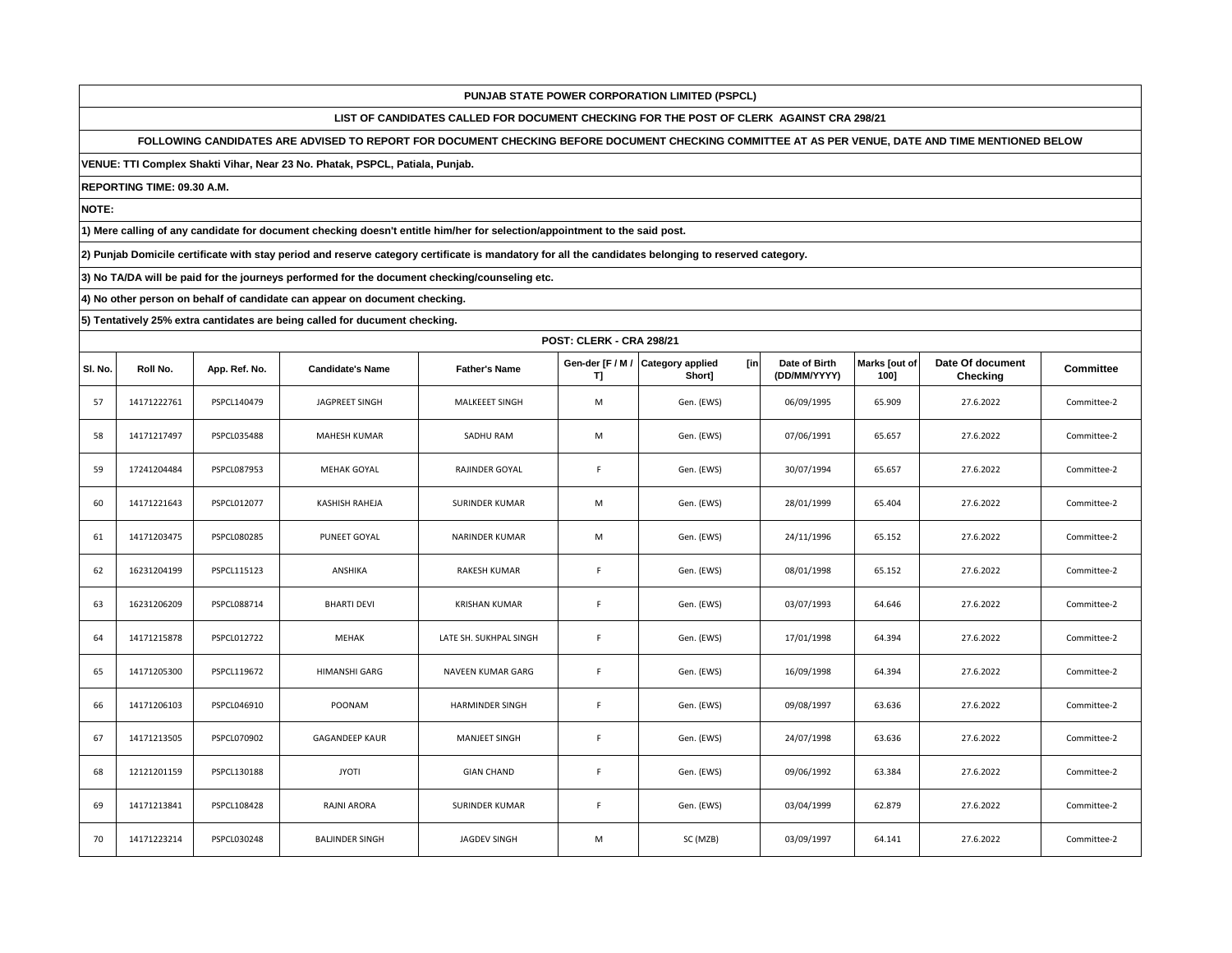**PUNJAB STATE POWER CORPORATION LIMITED (PSPCL)**

**LIST OF CANDIDATES CALLED FOR DOCUMENT CHECKING FOR THE POST OF CLERK AGAINST CRA 298/21**

**FOLLOWING CANDIDATES ARE ADVISED TO REPORT FOR DOCUMENT CHECKING BEFORE DOCUMENT CHECKING COMMITTEE AT AS PER VENUE, DATE AND TIME MENTIONED BELOW**

**VENUE: TTI Complex Shakti Vihar, Near 23 No. Phatak, PSPCL, Patiala, Punjab.**

**REPORTING TIME: 09.30 A.M.**

**NOTE:**

**1) Mere calling of any candidate for document checking doesn't entitle him/her for selection/appointment to the said post.**

**2) Punjab Domicile certificate with stay period and reserve category certificate is mandatory for all the candidates belonging to reserved category.**

**3) No TA/DA will be paid for the journeys performed for the document checking/counseling etc.**

**4) No other person on behalf of candidate can appear on document checking.**

**5) Tentatively 25% extra cantidates are being called for ducument checking.**

**POST: CLERK - CRA 298/21**

| Sl. No. | Roll No. | App. Ref. No. | Candidate's Name | Father's Name | Gen-der [F / M / T] | Category applied [in Short] | Date of Birth (DD/MM/YYYY) | Marks [out of 100] | Date Of document Checking | Committee |
|---|---|---|---|---|---|---|---|---|---|---|
| 57 | 14171222761 | PSPCL140479 | JAGPREET SINGH | MALKEEET SINGH | M | Gen. (EWS) | 06/09/1995 | 65.909 | 27.6.2022 | Committee-2 |
| 58 | 14171217497 | PSPCL035488 | MAHESH KUMAR | SADHU RAM | M | Gen. (EWS) | 07/06/1991 | 65.657 | 27.6.2022 | Committee-2 |
| 59 | 17241204484 | PSPCL087953 | MEHAK GOYAL | RAJINDER GOYAL | F | Gen. (EWS) | 30/07/1994 | 65.657 | 27.6.2022 | Committee-2 |
| 60 | 14171221643 | PSPCL012077 | KASHISH RAHEJA | SURINDER KUMAR | M | Gen. (EWS) | 28/01/1999 | 65.404 | 27.6.2022 | Committee-2 |
| 61 | 14171203475 | PSPCL080285 | PUNEET GOYAL | NARINDER KUMAR | M | Gen. (EWS) | 24/11/1996 | 65.152 | 27.6.2022 | Committee-2 |
| 62 | 16231204199 | PSPCL115123 | ANSHIKA | RAKESH KUMAR | F | Gen. (EWS) | 08/01/1998 | 65.152 | 27.6.2022 | Committee-2 |
| 63 | 16231206209 | PSPCL088714 | BHARTI DEVI | KRISHAN KUMAR | F | Gen. (EWS) | 03/07/1993 | 64.646 | 27.6.2022 | Committee-2 |
| 64 | 14171215878 | PSPCL012722 | MEHAK | LATE SH. SUKHPAL SINGH | F | Gen. (EWS) | 17/01/1998 | 64.394 | 27.6.2022 | Committee-2 |
| 65 | 14171205300 | PSPCL119672 | HIMANSHI GARG | NAVEEN KUMAR GARG | F | Gen. (EWS) | 16/09/1998 | 64.394 | 27.6.2022 | Committee-2 |
| 66 | 14171206103 | PSPCL046910 | POONAM | HARMINDER SINGH | F | Gen. (EWS) | 09/08/1997 | 63.636 | 27.6.2022 | Committee-2 |
| 67 | 14171213505 | PSPCL070902 | GAGANDEEP KAUR | MANJEET SINGH | F | Gen. (EWS) | 24/07/1998 | 63.636 | 27.6.2022 | Committee-2 |
| 68 | 12121201159 | PSPCL130188 | JYOTI | GIAN CHAND | F | Gen. (EWS) | 09/06/1992 | 63.384 | 27.6.2022 | Committee-2 |
| 69 | 14171213841 | PSPCL108428 | RAJNI ARORA | SURINDER KUMAR | F | Gen. (EWS) | 03/04/1999 | 62.879 | 27.6.2022 | Committee-2 |
| 70 | 14171223214 | PSPCL030248 | BALJINDER SINGH | JAGDEV SINGH | M | SC (MZB) | 03/09/1997 | 64.141 | 27.6.2022 | Committee-2 |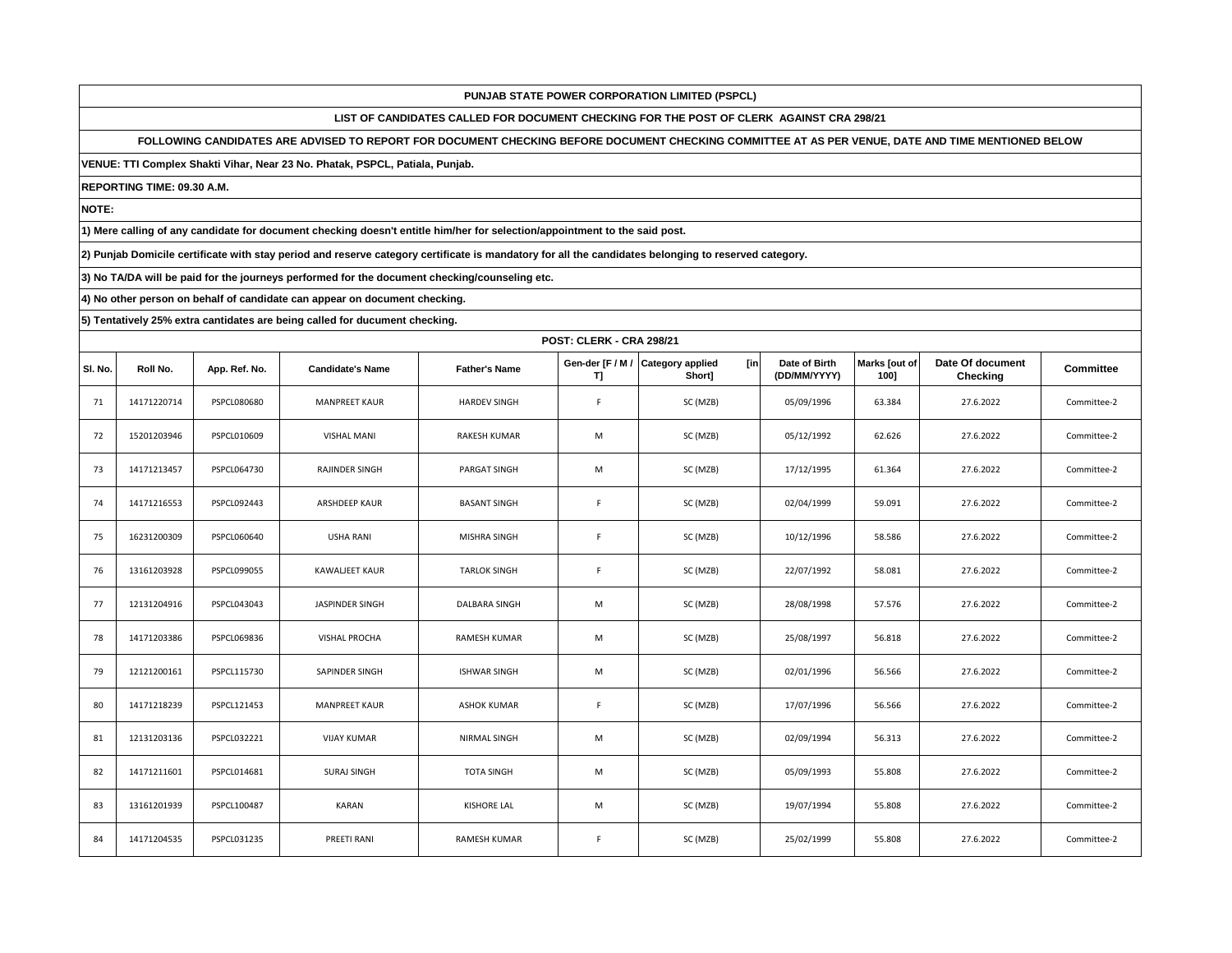**PUNJAB STATE POWER CORPORATION LIMITED (PSPCL)**

**LIST OF CANDIDATES CALLED FOR DOCUMENT CHECKING FOR THE POST OF CLERK AGAINST CRA 298/21**

**FOLLOWING CANDIDATES ARE ADVISED TO REPORT FOR DOCUMENT CHECKING BEFORE DOCUMENT CHECKING COMMITTEE AT AS PER VENUE, DATE AND TIME MENTIONED BELOW**

**VENUE: TTI Complex Shakti Vihar, Near 23 No. Phatak, PSPCL, Patiala, Punjab.**

**REPORTING TIME: 09.30 A.M.**

**NOTE:**

**1) Mere calling of any candidate for document checking doesn't entitle him/her for selection/appointment to the said post.**

**2) Punjab Domicile certificate with stay period and reserve category certificate is mandatory for all the candidates belonging to reserved category.**

**3) No TA/DA will be paid for the journeys performed for the document checking/counseling etc.**

**4) No other person on behalf of candidate can appear on document checking.**

**5) Tentatively 25% extra cantidates are being called for ducument checking.**

**POST: CLERK - CRA 298/21**

| Sl. No. | Roll No. | App. Ref. No. | Candidate's Name | Father's Name | Gen-der [F / M / T] | Category applied [in Short] | Date of Birth (DD/MM/YYYY) | Marks [out of 100] | Date Of document Checking | Committee |
|---|---|---|---|---|---|---|---|---|---|---|
| 71 | 14171220714 | PSPCL080680 | MANPREET KAUR | HARDEV SINGH | F | SC (MZB) | 05/09/1996 | 63.384 | 27.6.2022 | Committee-2 |
| 72 | 15201203946 | PSPCL010609 | VISHAL MANI | RAKESH KUMAR | M | SC (MZB) | 05/12/1992 | 62.626 | 27.6.2022 | Committee-2 |
| 73 | 14171213457 | PSPCL064730 | RAJINDER SINGH | PARGAT SINGH | M | SC (MZB) | 17/12/1995 | 61.364 | 27.6.2022 | Committee-2 |
| 74 | 14171216553 | PSPCL092443 | ARSHDEEP KAUR | BASANT SINGH | F | SC (MZB) | 02/04/1999 | 59.091 | 27.6.2022 | Committee-2 |
| 75 | 16231200309 | PSPCL060640 | USHA RANI | MISHRA SINGH | F | SC (MZB) | 10/12/1996 | 58.586 | 27.6.2022 | Committee-2 |
| 76 | 13161203928 | PSPCL099055 | KAWALJEET KAUR | TARLOK SINGH | F | SC (MZB) | 22/07/1992 | 58.081 | 27.6.2022 | Committee-2 |
| 77 | 12131204916 | PSPCL043043 | JASPINDER SINGH | DALBARA SINGH | M | SC (MZB) | 28/08/1998 | 57.576 | 27.6.2022 | Committee-2 |
| 78 | 14171203386 | PSPCL069836 | VISHAL PROCHA | RAMESH KUMAR | M | SC (MZB) | 25/08/1997 | 56.818 | 27.6.2022 | Committee-2 |
| 79 | 12121200161 | PSPCL115730 | SAPINDER SINGH | ISHWAR SINGH | M | SC (MZB) | 02/01/1996 | 56.566 | 27.6.2022 | Committee-2 |
| 80 | 14171218239 | PSPCL121453 | MANPREET KAUR | ASHOK KUMAR | F | SC (MZB) | 17/07/1996 | 56.566 | 27.6.2022 | Committee-2 |
| 81 | 12131203136 | PSPCL032221 | VIJAY KUMAR | NIRMAL SINGH | M | SC (MZB) | 02/09/1994 | 56.313 | 27.6.2022 | Committee-2 |
| 82 | 14171211601 | PSPCL014681 | SURAJ SINGH | TOTA SINGH | M | SC (MZB) | 05/09/1993 | 55.808 | 27.6.2022 | Committee-2 |
| 83 | 13161201939 | PSPCL100487 | KARAN | KISHORE LAL | M | SC (MZB) | 19/07/1994 | 55.808 | 27.6.2022 | Committee-2 |
| 84 | 14171204535 | PSPCL031235 | PREETI RANI | RAMESH KUMAR | F | SC (MZB) | 25/02/1999 | 55.808 | 27.6.2022 | Committee-2 |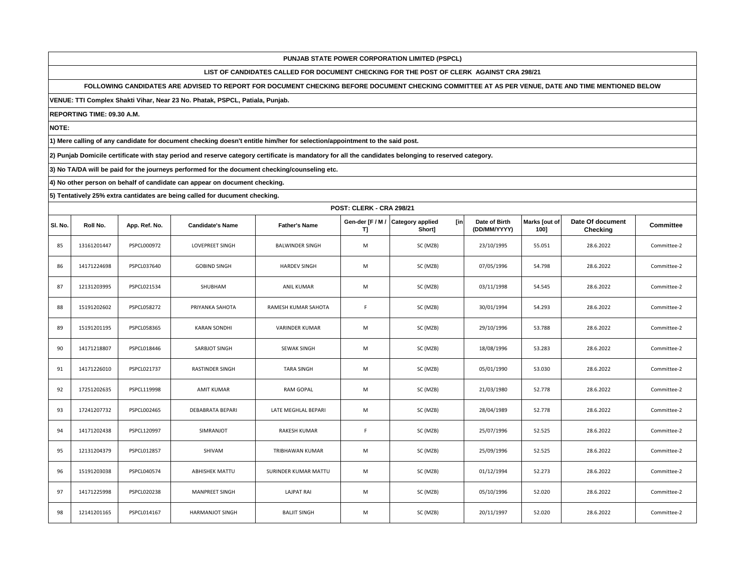**PUNJAB STATE POWER CORPORATION LIMITED (PSPCL)**

**LIST OF CANDIDATES CALLED FOR DOCUMENT CHECKING FOR THE POST OF CLERK AGAINST CRA 298/21**

**FOLLOWING CANDIDATES ARE ADVISED TO REPORT FOR DOCUMENT CHECKING BEFORE DOCUMENT CHECKING COMMITTEE AT AS PER VENUE, DATE AND TIME MENTIONED BELOW**

**VENUE: TTI Complex Shakti Vihar, Near 23 No. Phatak, PSPCL, Patiala, Punjab.**

**REPORTING TIME: 09.30 A.M.**

**NOTE:**

**1) Mere calling of any candidate for document checking doesn't entitle him/her for selection/appointment to the said post.**

**2) Punjab Domicile certificate with stay period and reserve category certificate is mandatory for all the candidates belonging to reserved category.**

**3) No TA/DA will be paid for the journeys performed for the document checking/counseling etc.**

**4) No other person on behalf of candidate can appear on document checking.**

**5) Tentatively 25% extra cantidates are being called for ducument checking.**

**POST: CLERK - CRA 298/21**

| Sl. No. | Roll No. | App. Ref. No. | Candidate's Name | Father's Name | Gen-der [F / M / T] | Category applied [in Short] | Date of Birth (DD/MM/YYYY) | Marks [out of 100] | Date Of document Checking | Committee |
|---|---|---|---|---|---|---|---|---|---|---|
| 85 | 13161201447 | PSPCL000972 | LOVEPREET SINGH | BALWINDER SINGH | M | SC (MZB) | 23/10/1995 | 55.051 | 28.6.2022 | Committee-2 |
| 86 | 14171224698 | PSPCL037640 | GOBIND SINGH | HARDEV SINGH | M | SC (MZB) | 07/05/1996 | 54.798 | 28.6.2022 | Committee-2 |
| 87 | 12131203995 | PSPCL021534 | SHUBHAM | ANIL KUMAR | M | SC (MZB) | 03/11/1998 | 54.545 | 28.6.2022 | Committee-2 |
| 88 | 15191202602 | PSPCL058272 | PRIYANKA SAHOTA | RAMESH KUMAR SAHOTA | F | SC (MZB) | 30/01/1994 | 54.293 | 28.6.2022 | Committee-2 |
| 89 | 15191201195 | PSPCL058365 | KARAN SONDHI | VARINDER KUMAR | M | SC (MZB) | 29/10/1996 | 53.788 | 28.6.2022 | Committee-2 |
| 90 | 14171218807 | PSPCL018446 | SARBJOT SINGH | SEWAK SINGH | M | SC (MZB) | 18/08/1996 | 53.283 | 28.6.2022 | Committee-2 |
| 91 | 14171226010 | PSPCL021737 | RASTINDER SINGH | TARA SINGH | M | SC (MZB) | 05/01/1990 | 53.030 | 28.6.2022 | Committee-2 |
| 92 | 17251202635 | PSPCL119998 | AMIT KUMAR | RAM GOPAL | M | SC (MZB) | 21/03/1980 | 52.778 | 28.6.2022 | Committee-2 |
| 93 | 17241207732 | PSPCL002465 | DEBABRATA BEPARI | LATE MEGHLAL BEPARI | M | SC (MZB) | 28/04/1989 | 52.778 | 28.6.2022 | Committee-2 |
| 94 | 14171202438 | PSPCL120997 | SIMRANJOT | RAKESH KUMAR | F | SC (MZB) | 25/07/1996 | 52.525 | 28.6.2022 | Committee-2 |
| 95 | 12131204379 | PSPCL012857 | SHIVAM | TRIBHAWAN KUMAR | M | SC (MZB) | 25/09/1996 | 52.525 | 28.6.2022 | Committee-2 |
| 96 | 15191203038 | PSPCL040574 | ABHISHEK MATTU | SURINDER KUMAR MATTU | M | SC (MZB) | 01/12/1994 | 52.273 | 28.6.2022 | Committee-2 |
| 97 | 14171225998 | PSPCL020238 | MANPREET SINGH | LAJPAT RAI | M | SC (MZB) | 05/10/1996 | 52.020 | 28.6.2022 | Committee-2 |
| 98 | 12141201165 | PSPCL014167 | HARMANJOT SINGH | BALJIT SINGH | M | SC (MZB) | 20/11/1997 | 52.020 | 28.6.2022 | Committee-2 |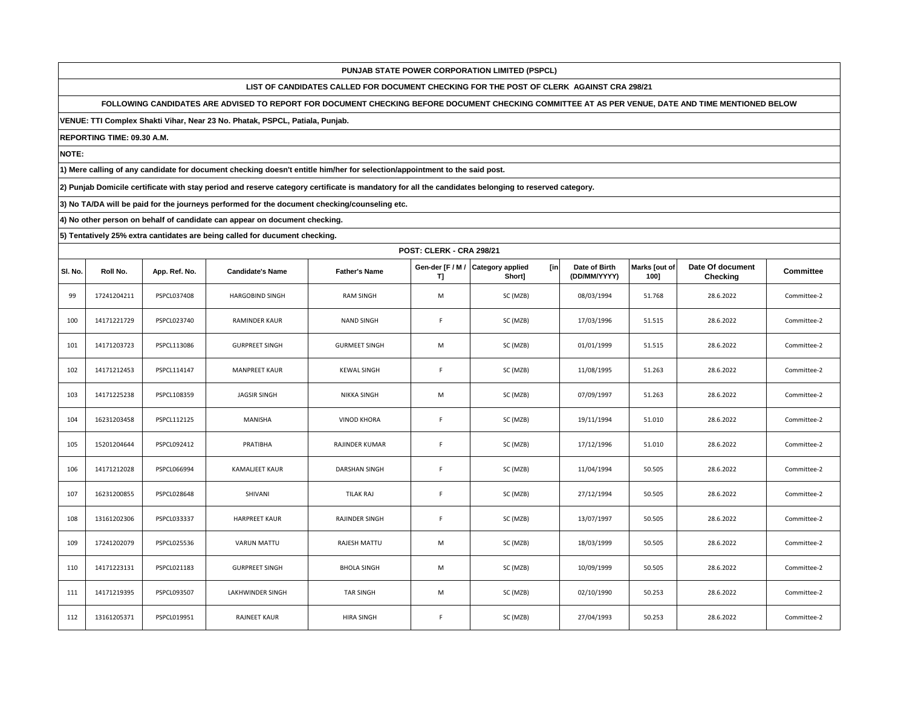**PUNJAB STATE POWER CORPORATION LIMITED (PSPCL)**

**LIST OF CANDIDATES CALLED FOR DOCUMENT CHECKING FOR THE POST OF CLERK AGAINST CRA 298/21**

**FOLLOWING CANDIDATES ARE ADVISED TO REPORT FOR DOCUMENT CHECKING BEFORE DOCUMENT CHECKING COMMITTEE AT AS PER VENUE, DATE AND TIME MENTIONED BELOW**

**VENUE: TTI Complex Shakti Vihar, Near 23 No. Phatak, PSPCL, Patiala, Punjab.**

**REPORTING TIME: 09.30 A.M.**

**NOTE:**

**1) Mere calling of any candidate for document checking doesn't entitle him/her for selection/appointment to the said post.**

**2) Punjab Domicile certificate with stay period and reserve category certificate is mandatory for all the candidates belonging to reserved category.**

**3) No TA/DA will be paid for the journeys performed for the document checking/counseling etc.**

**4) No other person on behalf of candidate can appear on document checking.**

**5) Tentatively 25% extra cantidates are being called for ducument checking.**

**POST: CLERK - CRA 298/21**

| Sl. No. | Roll No. | App. Ref. No. | Candidate's Name | Father's Name | Gen-der [F / M / T] | Category applied [in Short] | Date of Birth (DD/MM/YYYY) | Marks [out of 100] | Date Of document Checking | Committee |
|---|---|---|---|---|---|---|---|---|---|---|
| 99 | 17241204211 | PSPCL037408 | HARGOBIND SINGH | RAM SINGH | M | SC (MZB) | 08/03/1994 | 51.768 | 28.6.2022 | Committee-2 |
| 100 | 14171221729 | PSPCL023740 | RAMINDER KAUR | NAND SINGH | F | SC (MZB) | 17/03/1996 | 51.515 | 28.6.2022 | Committee-2 |
| 101 | 14171203723 | PSPCL113086 | GURPREET SINGH | GURMEET SINGH | M | SC (MZB) | 01/01/1999 | 51.515 | 28.6.2022 | Committee-2 |
| 102 | 14171212453 | PSPCL114147 | MANPREET KAUR | KEWAL SINGH | F | SC (MZB) | 11/08/1995 | 51.263 | 28.6.2022 | Committee-2 |
| 103 | 14171225238 | PSPCL108359 | JAGSIR SINGH | NIKKA SINGH | M | SC (MZB) | 07/09/1997 | 51.263 | 28.6.2022 | Committee-2 |
| 104 | 16231203458 | PSPCL112125 | MANISHA | VINOD KHORA | F | SC (MZB) | 19/11/1994 | 51.010 | 28.6.2022 | Committee-2 |
| 105 | 15201204644 | PSPCL092412 | PRATIBHA | RAJINDER KUMAR | F | SC (MZB) | 17/12/1996 | 51.010 | 28.6.2022 | Committee-2 |
| 106 | 14171212028 | PSPCL066994 | KAMALJEET KAUR | DARSHAN SINGH | F | SC (MZB) | 11/04/1994 | 50.505 | 28.6.2022 | Committee-2 |
| 107 | 16231200855 | PSPCL028648 | SHIVANI | TILAK RAJ | F | SC (MZB) | 27/12/1994 | 50.505 | 28.6.2022 | Committee-2 |
| 108 | 13161202306 | PSPCL033337 | HARPREET KAUR | RAJINDER SINGH | F | SC (MZB) | 13/07/1997 | 50.505 | 28.6.2022 | Committee-2 |
| 109 | 17241202079 | PSPCL025536 | VARUN MATTU | RAJESH MATTU | M | SC (MZB) | 18/03/1999 | 50.505 | 28.6.2022 | Committee-2 |
| 110 | 14171223131 | PSPCL021183 | GURPREET SINGH | BHOLA SINGH | M | SC (MZB) | 10/09/1999 | 50.505 | 28.6.2022 | Committee-2 |
| 111 | 14171219395 | PSPCL093507 | LAKHWINDER SINGH | TAR SINGH | M | SC (MZB) | 02/10/1990 | 50.253 | 28.6.2022 | Committee-2 |
| 112 | 13161205371 | PSPCL019951 | RAJNEET KAUR | HIRA SINGH | F | SC (MZB) | 27/04/1993 | 50.253 | 28.6.2022 | Committee-2 |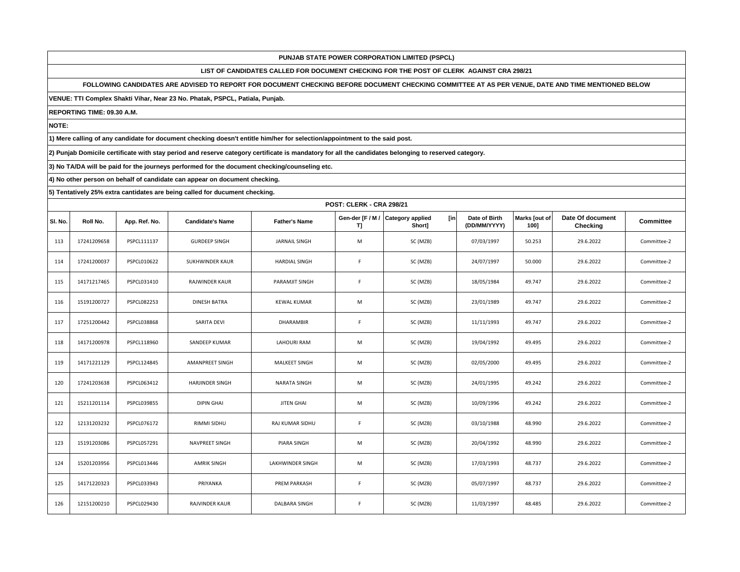**PUNJAB STATE POWER CORPORATION LIMITED (PSPCL)**

**LIST OF CANDIDATES CALLED FOR DOCUMENT CHECKING FOR THE POST OF CLERK AGAINST CRA 298/21**

**FOLLOWING CANDIDATES ARE ADVISED TO REPORT FOR DOCUMENT CHECKING BEFORE DOCUMENT CHECKING COMMITTEE AT AS PER VENUE, DATE AND TIME MENTIONED BELOW**

**VENUE: TTI Complex Shakti Vihar, Near 23 No. Phatak, PSPCL, Patiala, Punjab.**

**REPORTING TIME: 09.30 A.M.**

**NOTE:**

**1) Mere calling of any candidate for document checking doesn't entitle him/her for selection/appointment to the said post.**

**2) Punjab Domicile certificate with stay period and reserve category certificate is mandatory for all the candidates belonging to reserved category.**

**3) No TA/DA will be paid for the journeys performed for the document checking/counseling etc.**

**4) No other person on behalf of candidate can appear on document checking.**

**5) Tentatively 25% extra cantidates are being called for ducument checking.**

**POST: CLERK - CRA 298/21**

| Sl. No. | Roll No. | App. Ref. No. | Candidate's Name | Father's Name | Gen-der [F / M / T] | Category applied [in Short] | Date of Birth (DD/MM/YYYY) | Marks [out of 100] | Date Of document Checking | Committee |
|---|---|---|---|---|---|---|---|---|---|---|
| 113 | 17241209658 | PSPCL111137 | GURDEEP SINGH | JARNAIL SINGH | M | SC (MZB) | 07/03/1997 | 50.253 | 29.6.2022 | Committee-2 |
| 114 | 17241200037 | PSPCL010622 | SUKHWINDER KAUR | HARDIAL SINGH | F | SC (MZB) | 24/07/1997 | 50.000 | 29.6.2022 | Committee-2 |
| 115 | 14171217465 | PSPCL031410 | RAJWINDER KAUR | PARAMJIT SINGH | F | SC (MZB) | 18/05/1984 | 49.747 | 29.6.2022 | Committee-2 |
| 116 | 15191200727 | PSPCL082253 | DINESH BATRA | KEWAL KUMAR | M | SC (MZB) | 23/01/1989 | 49.747 | 29.6.2022 | Committee-2 |
| 117 | 17251200442 | PSPCL038868 | SARITA DEVI | DHARAMBIR | F | SC (MZB) | 11/11/1993 | 49.747 | 29.6.2022 | Committee-2 |
| 118 | 14171200978 | PSPCL118960 | SANDEEP KUMAR | LAHOURI RAM | M | SC (MZB) | 19/04/1992 | 49.495 | 29.6.2022 | Committee-2 |
| 119 | 14171221129 | PSPCL124845 | AMANPREET SINGH | MALKEET SINGH | M | SC (MZB) | 02/05/2000 | 49.495 | 29.6.2022 | Committee-2 |
| 120 | 17241203638 | PSPCL063412 | HARJINDER SINGH | NARATA SINGH | M | SC (MZB) | 24/01/1995 | 49.242 | 29.6.2022 | Committee-2 |
| 121 | 15211201114 | PSPCL039855 | DIPIN GHAI | JITEN GHAI | M | SC (MZB) | 10/09/1996 | 49.242 | 29.6.2022 | Committee-2 |
| 122 | 12131203232 | PSPCL076172 | RIMMI SIDHU | RAJ KUMAR SIDHU | F | SC (MZB) | 03/10/1988 | 48.990 | 29.6.2022 | Committee-2 |
| 123 | 15191203086 | PSPCL057291 | NAVPREET SINGH | PIARA SINGH | M | SC (MZB) | 20/04/1992 | 48.990 | 29.6.2022 | Committee-2 |
| 124 | 15201203956 | PSPCL013446 | AMRIK SINGH | LAKHWINDER SINGH | M | SC (MZB) | 17/03/1993 | 48.737 | 29.6.2022 | Committee-2 |
| 125 | 14171220323 | PSPCL033943 | PRIYANKA | PREM PARKASH | F | SC (MZB) | 05/07/1997 | 48.737 | 29.6.2022 | Committee-2 |
| 126 | 12151200210 | PSPCL029430 | RAJVINDER KAUR | DALBARA SINGH | F | SC (MZB) | 11/03/1997 | 48.485 | 29.6.2022 | Committee-2 |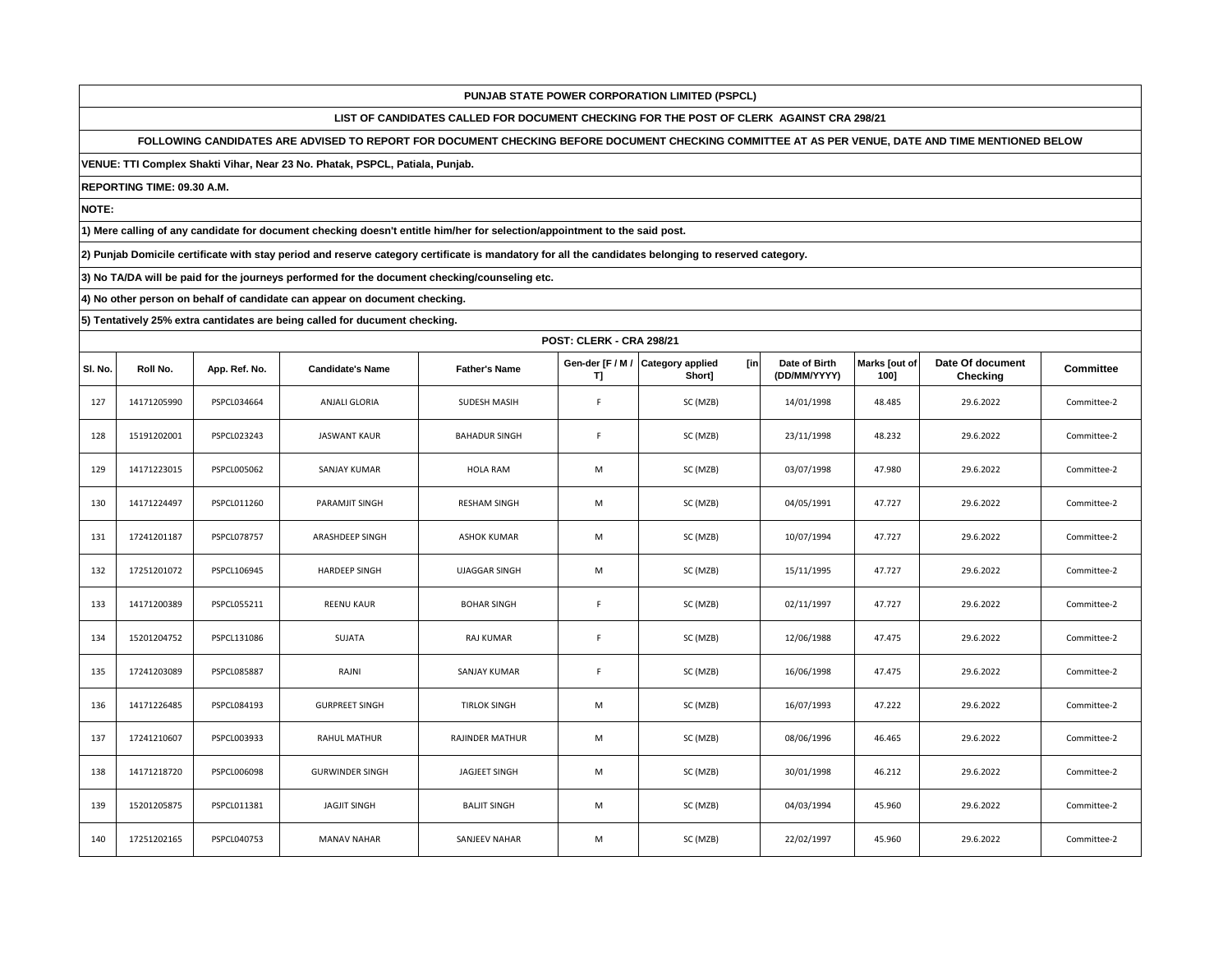**PUNJAB STATE POWER CORPORATION LIMITED (PSPCL)**

**LIST OF CANDIDATES CALLED FOR DOCUMENT CHECKING FOR THE POST OF CLERK AGAINST CRA 298/21**

**FOLLOWING CANDIDATES ARE ADVISED TO REPORT FOR DOCUMENT CHECKING BEFORE DOCUMENT CHECKING COMMITTEE AT AS PER VENUE, DATE AND TIME MENTIONED BELOW**

**VENUE: TTI Complex Shakti Vihar, Near 23 No. Phatak, PSPCL, Patiala, Punjab.**

**REPORTING TIME: 09.30 A.M.**

**NOTE:**

**1) Mere calling of any candidate for document checking doesn't entitle him/her for selection/appointment to the said post.**

**2) Punjab Domicile certificate with stay period and reserve category certificate is mandatory for all the candidates belonging to reserved category.**

**3) No TA/DA will be paid for the journeys performed for the document checking/counseling etc.**

**4) No other person on behalf of candidate can appear on document checking.**

**5) Tentatively 25% extra cantidates are being called for ducument checking.**

**POST: CLERK - CRA 298/21**

| Sl. No. | Roll No. | App. Ref. No. | Candidate's Name | Father's Name | Gen-der [F / M / T] | Category applied [in Short] | Date of Birth (DD/MM/YYYY) | Marks [out of 100] | Date Of document Checking | Committee |
|---|---|---|---|---|---|---|---|---|---|---|
| 127 | 14171205990 | PSPCL034664 | ANJALI GLORIA | SUDESH MASIH | F | SC (MZB) | 14/01/1998 | 48.485 | 29.6.2022 | Committee-2 |
| 128 | 15191202001 | PSPCL023243 | JASWANT KAUR | BAHADUR SINGH | F | SC (MZB) | 23/11/1998 | 48.232 | 29.6.2022 | Committee-2 |
| 129 | 14171223015 | PSPCL005062 | SANJAY KUMAR | HOLA RAM | M | SC (MZB) | 03/07/1998 | 47.980 | 29.6.2022 | Committee-2 |
| 130 | 14171224497 | PSPCL011260 | PARAMJIT SINGH | RESHAM SINGH | M | SC (MZB) | 04/05/1991 | 47.727 | 29.6.2022 | Committee-2 |
| 131 | 17241201187 | PSPCL078757 | ARASHDEEP SINGH | ASHOK KUMAR | M | SC (MZB) | 10/07/1994 | 47.727 | 29.6.2022 | Committee-2 |
| 132 | 17251201072 | PSPCL106945 | HARDEEP SINGH | UJAGGAR SINGH | M | SC (MZB) | 15/11/1995 | 47.727 | 29.6.2022 | Committee-2 |
| 133 | 14171200389 | PSPCL055211 | REENU KAUR | BOHAR SINGH | F | SC (MZB) | 02/11/1997 | 47.727 | 29.6.2022 | Committee-2 |
| 134 | 15201204752 | PSPCL131086 | SUJATA | RAJ KUMAR | F | SC (MZB) | 12/06/1988 | 47.475 | 29.6.2022 | Committee-2 |
| 135 | 17241203089 | PSPCL085887 | RAJNI | SANJAY KUMAR | F | SC (MZB) | 16/06/1998 | 47.475 | 29.6.2022 | Committee-2 |
| 136 | 14171226485 | PSPCL084193 | GURPREET SINGH | TIRLOK SINGH | M | SC (MZB) | 16/07/1993 | 47.222 | 29.6.2022 | Committee-2 |
| 137 | 17241210607 | PSPCL003933 | RAHUL MATHUR | RAJINDER MATHUR | M | SC (MZB) | 08/06/1996 | 46.465 | 29.6.2022 | Committee-2 |
| 138 | 14171218720 | PSPCL006098 | GURWINDER SINGH | JAGJEET SINGH | M | SC (MZB) | 30/01/1998 | 46.212 | 29.6.2022 | Committee-2 |
| 139 | 15201205875 | PSPCL011381 | JAGJIT SINGH | BALJIT SINGH | M | SC (MZB) | 04/03/1994 | 45.960 | 29.6.2022 | Committee-2 |
| 140 | 17251202165 | PSPCL040753 | MANAV NAHAR | SANJEEV NAHAR | M | SC (MZB) | 22/02/1997 | 45.960 | 29.6.2022 | Committee-2 |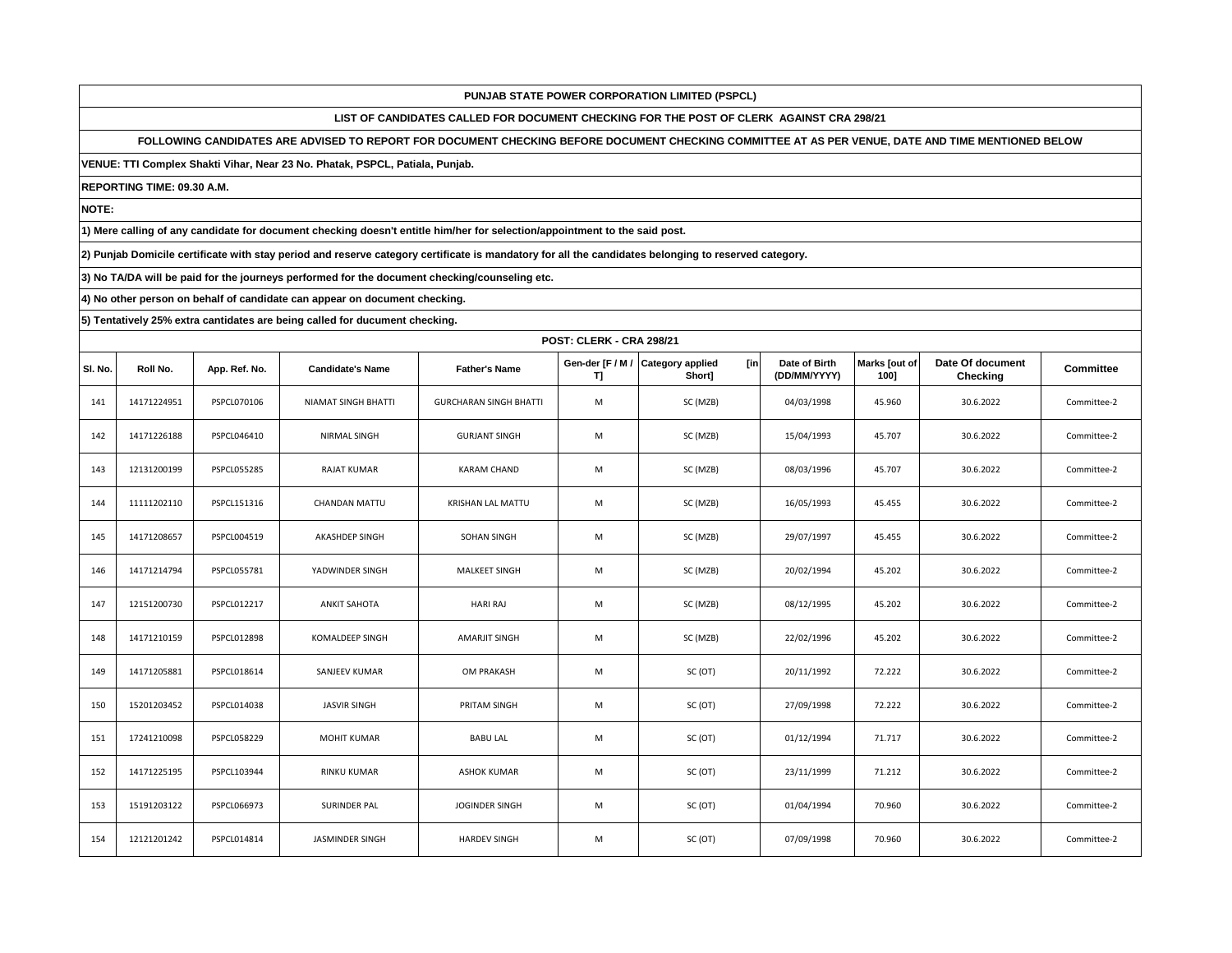**PUNJAB STATE POWER CORPORATION LIMITED (PSPCL)**

**LIST OF CANDIDATES CALLED FOR DOCUMENT CHECKING FOR THE POST OF CLERK AGAINST CRA 298/21**

**FOLLOWING CANDIDATES ARE ADVISED TO REPORT FOR DOCUMENT CHECKING BEFORE DOCUMENT CHECKING COMMITTEE AT AS PER VENUE, DATE AND TIME MENTIONED BELOW**

**VENUE: TTI Complex Shakti Vihar, Near 23 No. Phatak, PSPCL, Patiala, Punjab.**

**REPORTING TIME: 09.30 A.M.**

**NOTE:**

**1) Mere calling of any candidate for document checking doesn't entitle him/her for selection/appointment to the said post.**

**2) Punjab Domicile certificate with stay period and reserve category certificate is mandatory for all the candidates belonging to reserved category.**

**3) No TA/DA will be paid for the journeys performed for the document checking/counseling etc.**

**4) No other person on behalf of candidate can appear on document checking.**

**5) Tentatively 25% extra cantidates are being called for ducument checking.**

**POST: CLERK - CRA 298/21**

| Sl. No. | Roll No. | App. Ref. No. | Candidate's Name | Father's Name | Gen-der [F / M / T] | Category applied [in Short] | Date of Birth (DD/MM/YYYY) | Marks [out of 100] | Date Of document Checking | Committee |
|---|---|---|---|---|---|---|---|---|---|---|
| 141 | 14171224951 | PSPCL070106 | NIAMAT SINGH BHATTI | GURCHARAN SINGH BHATTI | M | SC (MZB) | 04/03/1998 | 45.960 | 30.6.2022 | Committee-2 |
| 142 | 14171226188 | PSPCL046410 | NIRMAL SINGH | GURJANT SINGH | M | SC (MZB) | 15/04/1993 | 45.707 | 30.6.2022 | Committee-2 |
| 143 | 12131200199 | PSPCL055285 | RAJAT KUMAR | KARAM CHAND | M | SC (MZB) | 08/03/1996 | 45.707 | 30.6.2022 | Committee-2 |
| 144 | 11111202110 | PSPCL151316 | CHANDAN MATTU | KRISHAN LAL MATTU | M | SC (MZB) | 16/05/1993 | 45.455 | 30.6.2022 | Committee-2 |
| 145 | 14171208657 | PSPCL004519 | AKASHDEP SINGH | SOHAN SINGH | M | SC (MZB) | 29/07/1997 | 45.455 | 30.6.2022 | Committee-2 |
| 146 | 14171214794 | PSPCL055781 | YADWINDER SINGH | MALKEET SINGH | M | SC (MZB) | 20/02/1994 | 45.202 | 30.6.2022 | Committee-2 |
| 147 | 12151200730 | PSPCL012217 | ANKIT SAHOTA | HARI RAJ | M | SC (MZB) | 08/12/1995 | 45.202 | 30.6.2022 | Committee-2 |
| 148 | 14171210159 | PSPCL012898 | KOMALDEEP SINGH | AMARJIT SINGH | M | SC (MZB) | 22/02/1996 | 45.202 | 30.6.2022 | Committee-2 |
| 149 | 14171205881 | PSPCL018614 | SANJEEV KUMAR | OM PRAKASH | M | SC (OT) | 20/11/1992 | 72.222 | 30.6.2022 | Committee-2 |
| 150 | 15201203452 | PSPCL014038 | JASVIR SINGH | PRITAM SINGH | M | SC (OT) | 27/09/1998 | 72.222 | 30.6.2022 | Committee-2 |
| 151 | 17241210098 | PSPCL058229 | MOHIT KUMAR | BABU LAL | M | SC (OT) | 01/12/1994 | 71.717 | 30.6.2022 | Committee-2 |
| 152 | 14171225195 | PSPCL103944 | RINKU KUMAR | ASHOK KUMAR | M | SC (OT) | 23/11/1999 | 71.212 | 30.6.2022 | Committee-2 |
| 153 | 15191203122 | PSPCL066973 | SURINDER PAL | JOGINDER SINGH | M | SC (OT) | 01/04/1994 | 70.960 | 30.6.2022 | Committee-2 |
| 154 | 12121201242 | PSPCL014814 | JASMINDER SINGH | HARDEV SINGH | M | SC (OT) | 07/09/1998 | 70.960 | 30.6.2022 | Committee-2 |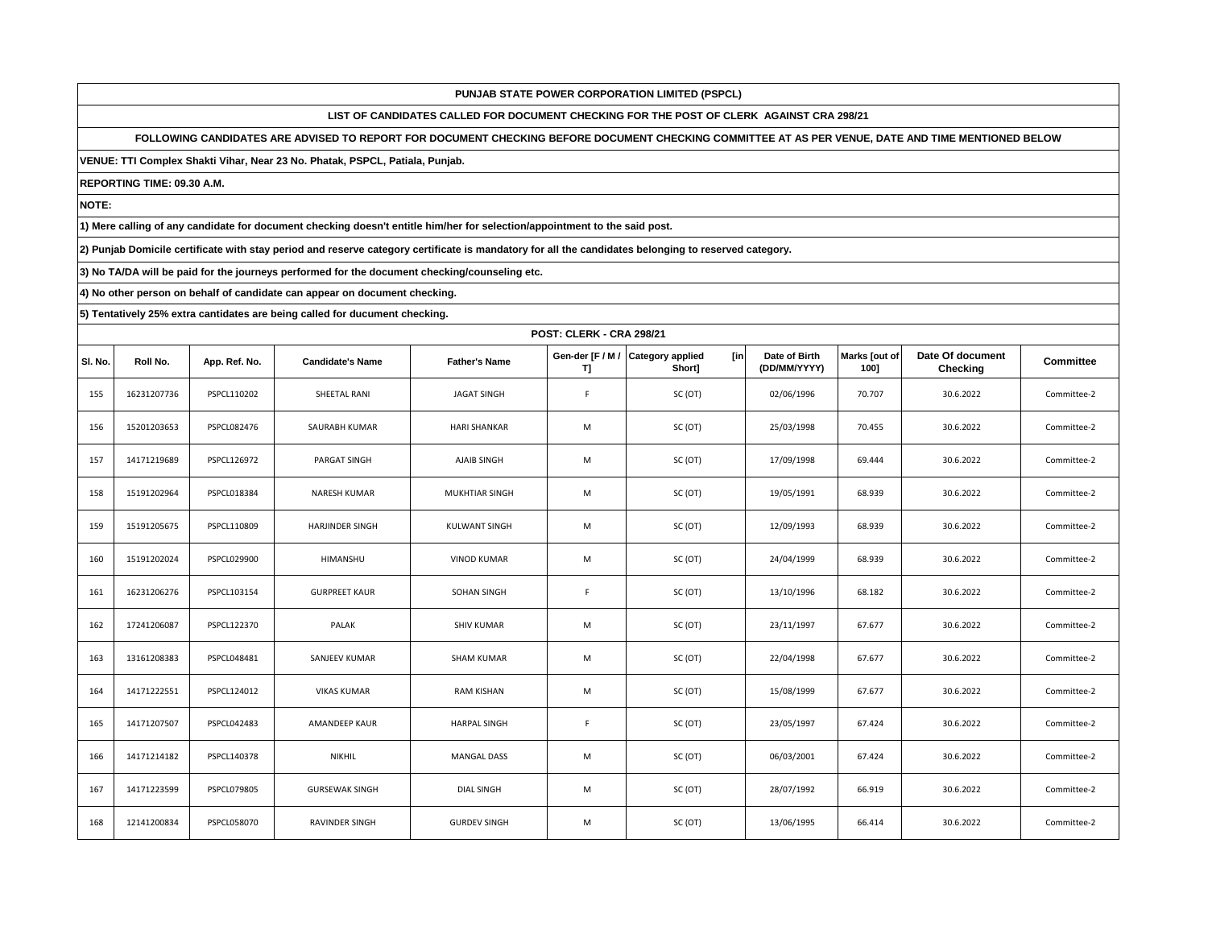**PUNJAB STATE POWER CORPORATION LIMITED (PSPCL)**

**LIST OF CANDIDATES CALLED FOR DOCUMENT CHECKING FOR THE POST OF CLERK AGAINST CRA 298/21**

**FOLLOWING CANDIDATES ARE ADVISED TO REPORT FOR DOCUMENT CHECKING BEFORE DOCUMENT CHECKING COMMITTEE AT AS PER VENUE, DATE AND TIME MENTIONED BELOW**

**VENUE: TTI Complex Shakti Vihar, Near 23 No. Phatak, PSPCL, Patiala, Punjab.**

**REPORTING TIME: 09.30 A.M.**

**NOTE:**

**1) Mere calling of any candidate for document checking doesn't entitle him/her for selection/appointment to the said post.**

**2) Punjab Domicile certificate with stay period and reserve category certificate is mandatory for all the candidates belonging to reserved category.**

**3) No TA/DA will be paid for the journeys performed for the document checking/counseling etc.**

**4) No other person on behalf of candidate can appear on document checking.**

**5) Tentatively 25% extra cantidates are being called for ducument checking.**

**POST: CLERK - CRA 298/21**

| Sl. No. | Roll No. | App. Ref. No. | Candidate's Name | Father's Name | Gen-der [F / M / T] | Category applied [in Short] | Date of Birth (DD/MM/YYYY) | Marks [out of 100] | Date Of document Checking | Committee |
|---|---|---|---|---|---|---|---|---|---|---|
| 155 | 16231207736 | PSPCL110202 | SHEETAL RANI | JAGAT SINGH | F | SC (OT) | 02/06/1996 | 70.707 | 30.6.2022 | Committee-2 |
| 156 | 15201203653 | PSPCL082476 | SAURABH KUMAR | HARI SHANKAR | M | SC (OT) | 25/03/1998 | 70.455 | 30.6.2022 | Committee-2 |
| 157 | 14171219689 | PSPCL126972 | PARGAT SINGH | AJAIB SINGH | M | SC (OT) | 17/09/1998 | 69.444 | 30.6.2022 | Committee-2 |
| 158 | 15191202964 | PSPCL018384 | NARESH KUMAR | MUKHTIAR SINGH | M | SC (OT) | 19/05/1991 | 68.939 | 30.6.2022 | Committee-2 |
| 159 | 15191205675 | PSPCL110809 | HARJINDER SINGH | KULWANT SINGH | M | SC (OT) | 12/09/1993 | 68.939 | 30.6.2022 | Committee-2 |
| 160 | 15191202024 | PSPCL029900 | HIMANSHU | VINOD KUMAR | M | SC (OT) | 24/04/1999 | 68.939 | 30.6.2022 | Committee-2 |
| 161 | 16231206276 | PSPCL103154 | GURPREET KAUR | SOHAN SINGH | F | SC (OT) | 13/10/1996 | 68.182 | 30.6.2022 | Committee-2 |
| 162 | 17241206087 | PSPCL122370 | PALAK | SHIV KUMAR | M | SC (OT) | 23/11/1997 | 67.677 | 30.6.2022 | Committee-2 |
| 163 | 13161208383 | PSPCL048481 | SANJEEV KUMAR | SHAM KUMAR | M | SC (OT) | 22/04/1998 | 67.677 | 30.6.2022 | Committee-2 |
| 164 | 14171222551 | PSPCL124012 | VIKAS KUMAR | RAM KISHAN | M | SC (OT) | 15/08/1999 | 67.677 | 30.6.2022 | Committee-2 |
| 165 | 14171207507 | PSPCL042483 | AMANDEEP KAUR | HARPAL SINGH | F | SC (OT) | 23/05/1997 | 67.424 | 30.6.2022 | Committee-2 |
| 166 | 14171214182 | PSPCL140378 | NIKHIL | MANGAL DASS | M | SC (OT) | 06/03/2001 | 67.424 | 30.6.2022 | Committee-2 |
| 167 | 14171223599 | PSPCL079805 | GURSEWAK SINGH | DIAL SINGH | M | SC (OT) | 28/07/1992 | 66.919 | 30.6.2022 | Committee-2 |
| 168 | 12141200834 | PSPCL058070 | RAVINDER SINGH | GURDEV SINGH | M | SC (OT) | 13/06/1995 | 66.414 | 30.6.2022 | Committee-2 |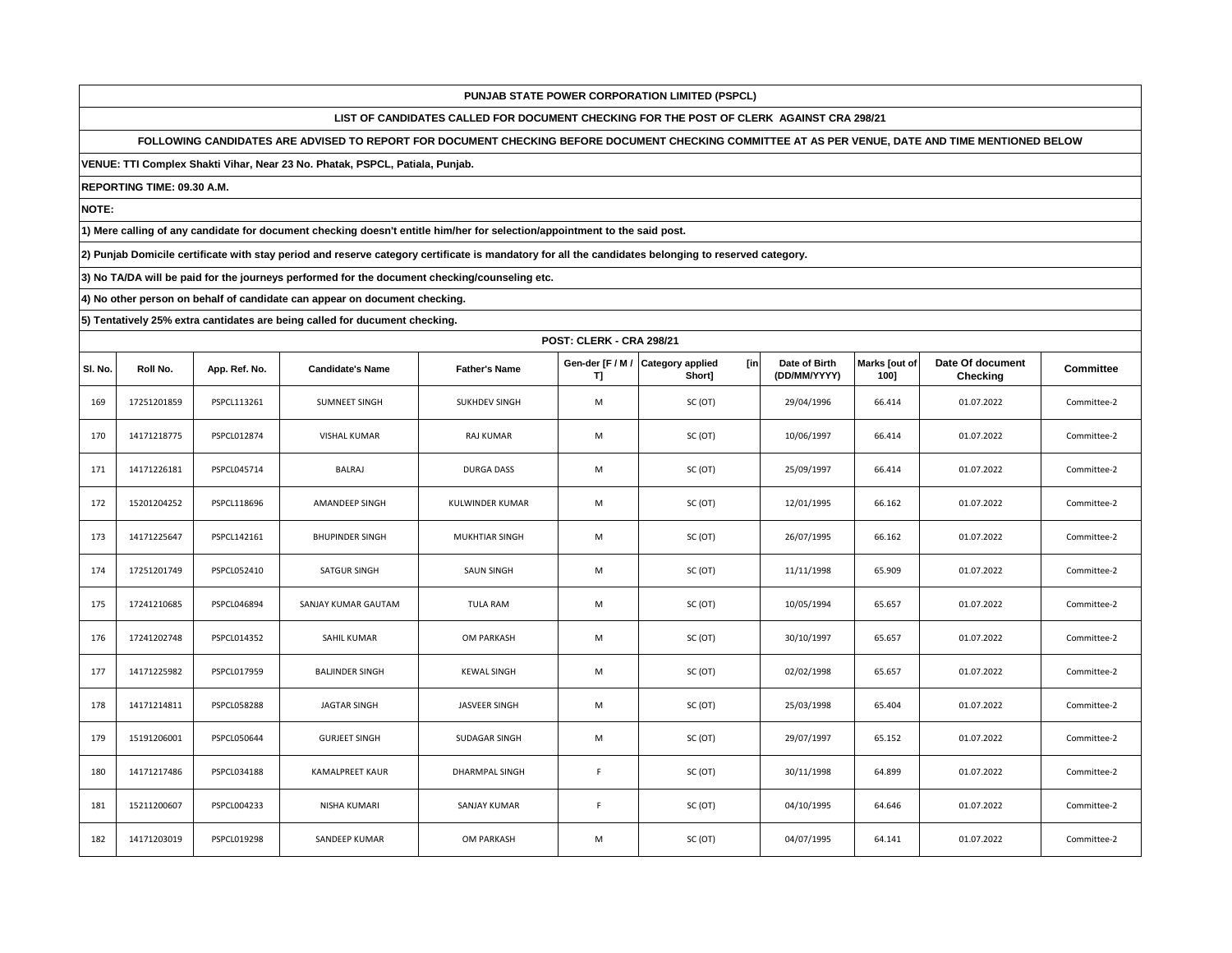**PUNJAB STATE POWER CORPORATION LIMITED (PSPCL)**

**LIST OF CANDIDATES CALLED FOR DOCUMENT CHECKING FOR THE POST OF CLERK AGAINST CRA 298/21**

**FOLLOWING CANDIDATES ARE ADVISED TO REPORT FOR DOCUMENT CHECKING BEFORE DOCUMENT CHECKING COMMITTEE AT AS PER VENUE, DATE AND TIME MENTIONED BELOW**

**VENUE: TTI Complex Shakti Vihar, Near 23 No. Phatak, PSPCL, Patiala, Punjab.**

**REPORTING TIME: 09.30 A.M.**

**NOTE:**

**1) Mere calling of any candidate for document checking doesn't entitle him/her for selection/appointment to the said post.**

**2) Punjab Domicile certificate with stay period and reserve category certificate is mandatory for all the candidates belonging to reserved category.**

**3) No TA/DA will be paid for the journeys performed for the document checking/counseling etc.**

**4) No other person on behalf of candidate can appear on document checking.**

**5) Tentatively 25% extra cantidates are being called for ducument checking.**

**POST: CLERK - CRA 298/21**

| Sl. No. | Roll No. | App. Ref. No. | Candidate's Name | Father's Name | Gen-der [F / M / T] | Category applied [in Short] | Date of Birth (DD/MM/YYYY) | Marks [out of 100] | Date Of document Checking | Committee |
|---|---|---|---|---|---|---|---|---|---|---|
| 169 | 17251201859 | PSPCL113261 | SUMNEET SINGH | SUKHDEV SINGH | M | SC (OT) | 29/04/1996 | 66.414 | 01.07.2022 | Committee-2 |
| 170 | 14171218775 | PSPCL012874 | VISHAL KUMAR | RAJ KUMAR | M | SC (OT) | 10/06/1997 | 66.414 | 01.07.2022 | Committee-2 |
| 171 | 14171226181 | PSPCL045714 | BALRAJ | DURGA DASS | M | SC (OT) | 25/09/1997 | 66.414 | 01.07.2022 | Committee-2 |
| 172 | 15201204252 | PSPCL118696 | AMANDEEP SINGH | KULWINDER KUMAR | M | SC (OT) | 12/01/1995 | 66.162 | 01.07.2022 | Committee-2 |
| 173 | 14171225647 | PSPCL142161 | BHUPINDER SINGH | MUKHTIAR SINGH | M | SC (OT) | 26/07/1995 | 66.162 | 01.07.2022 | Committee-2 |
| 174 | 17251201749 | PSPCL052410 | SATGUR SINGH | SAUN SINGH | M | SC (OT) | 11/11/1998 | 65.909 | 01.07.2022 | Committee-2 |
| 175 | 17241210685 | PSPCL046894 | SANJAY KUMAR GAUTAM | TULA RAM | M | SC (OT) | 10/05/1994 | 65.657 | 01.07.2022 | Committee-2 |
| 176 | 17241202748 | PSPCL014352 | SAHIL KUMAR | OM PARKASH | M | SC (OT) | 30/10/1997 | 65.657 | 01.07.2022 | Committee-2 |
| 177 | 14171225982 | PSPCL017959 | BALJINDER SINGH | KEWAL SINGH | M | SC (OT) | 02/02/1998 | 65.657 | 01.07.2022 | Committee-2 |
| 178 | 14171214811 | PSPCL058288 | JAGTAR SINGH | JASVEER SINGH | M | SC (OT) | 25/03/1998 | 65.404 | 01.07.2022 | Committee-2 |
| 179 | 15191206001 | PSPCL050644 | GURJEET SINGH | SUDAGAR SINGH | M | SC (OT) | 29/07/1997 | 65.152 | 01.07.2022 | Committee-2 |
| 180 | 14171217486 | PSPCL034188 | KAMALPREET KAUR | DHARMPAL SINGH | F | SC (OT) | 30/11/1998 | 64.899 | 01.07.2022 | Committee-2 |
| 181 | 15211200607 | PSPCL004233 | NISHA KUMARI | SANJAY KUMAR | F | SC (OT) | 04/10/1995 | 64.646 | 01.07.2022 | Committee-2 |
| 182 | 14171203019 | PSPCL019298 | SANDEEP KUMAR | OM PARKASH | M | SC (OT) | 04/07/1995 | 64.141 | 01.07.2022 | Committee-2 |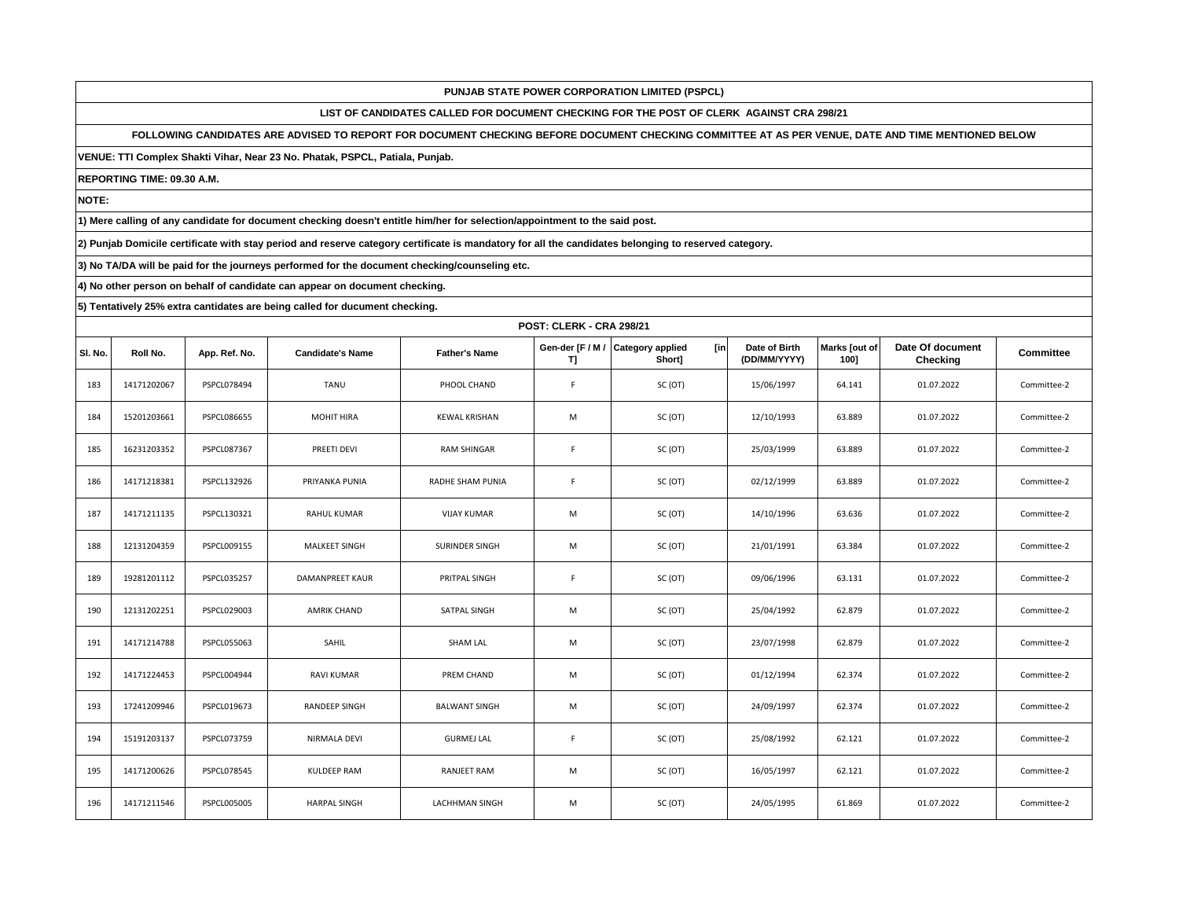**PUNJAB STATE POWER CORPORATION LIMITED (PSPCL)**

**LIST OF CANDIDATES CALLED FOR DOCUMENT CHECKING FOR THE POST OF CLERK AGAINST CRA 298/21**

**FOLLOWING CANDIDATES ARE ADVISED TO REPORT FOR DOCUMENT CHECKING BEFORE DOCUMENT CHECKING COMMITTEE AT AS PER VENUE, DATE AND TIME MENTIONED BELOW**

**VENUE: TTI Complex Shakti Vihar, Near 23 No. Phatak, PSPCL, Patiala, Punjab.**

**REPORTING TIME: 09.30 A.M.**

**NOTE:**

**1) Mere calling of any candidate for document checking doesn't entitle him/her for selection/appointment to the said post.**

**2) Punjab Domicile certificate with stay period and reserve category certificate is mandatory for all the candidates belonging to reserved category.**

**3) No TA/DA will be paid for the journeys performed for the document checking/counseling etc.**

**4) No other person on behalf of candidate can appear on document checking.**

**5) Tentatively 25% extra cantidates are being called for ducument checking.**

**POST: CLERK - CRA 298/21**

| Sl. No. | Roll No. | App. Ref. No. | Candidate's Name | Father's Name | Gen-der [F / M / T] | Category applied [in Short] | Date of Birth (DD/MM/YYYY) | Marks [out of 100] | Date Of document Checking | Committee |
|---|---|---|---|---|---|---|---|---|---|---|
| 183 | 14171202067 | PSPCL078494 | TANU | PHOOL CHAND | F | SC (OT) | 15/06/1997 | 64.141 | 01.07.2022 | Committee-2 |
| 184 | 15201203661 | PSPCL086655 | MOHIT HIRA | KEWAL KRISHAN | M | SC (OT) | 12/10/1993 | 63.889 | 01.07.2022 | Committee-2 |
| 185 | 16231203352 | PSPCL087367 | PREETI DEVI | RAM SHINGAR | F | SC (OT) | 25/03/1999 | 63.889 | 01.07.2022 | Committee-2 |
| 186 | 14171218381 | PSPCL132926 | PRIYANKA PUNIA | RADHE SHAM PUNIA | F | SC (OT) | 02/12/1999 | 63.889 | 01.07.2022 | Committee-2 |
| 187 | 14171211135 | PSPCL130321 | RAHUL KUMAR | VIJAY KUMAR | M | SC (OT) | 14/10/1996 | 63.636 | 01.07.2022 | Committee-2 |
| 188 | 12131204359 | PSPCL009155 | MALKEET SINGH | SURINDER SINGH | M | SC (OT) | 21/01/1991 | 63.384 | 01.07.2022 | Committee-2 |
| 189 | 19281201112 | PSPCL035257 | DAMANPREET KAUR | PRITPAL SINGH | F | SC (OT) | 09/06/1996 | 63.131 | 01.07.2022 | Committee-2 |
| 190 | 12131202251 | PSPCL029003 | AMRIK CHAND | SATPAL SINGH | M | SC (OT) | 25/04/1992 | 62.879 | 01.07.2022 | Committee-2 |
| 191 | 14171214788 | PSPCL055063 | SAHIL | SHAM LAL | M | SC (OT) | 23/07/1998 | 62.879 | 01.07.2022 | Committee-2 |
| 192 | 14171224453 | PSPCL004944 | RAVI KUMAR | PREM CHAND | M | SC (OT) | 01/12/1994 | 62.374 | 01.07.2022 | Committee-2 |
| 193 | 17241209946 | PSPCL019673 | RANDEEP SINGH | BALWANT SINGH | M | SC (OT) | 24/09/1997 | 62.374 | 01.07.2022 | Committee-2 |
| 194 | 15191203137 | PSPCL073759 | NIRMALA DEVI | GURMEJ LAL | F | SC (OT) | 25/08/1992 | 62.121 | 01.07.2022 | Committee-2 |
| 195 | 14171200626 | PSPCL078545 | KULDEEP RAM | RANJEET RAM | M | SC (OT) | 16/05/1997 | 62.121 | 01.07.2022 | Committee-2 |
| 196 | 14171211546 | PSPCL005005 | HARPAL SINGH | LACHHMAN SINGH | M | SC (OT) | 24/05/1995 | 61.869 | 01.07.2022 | Committee-2 |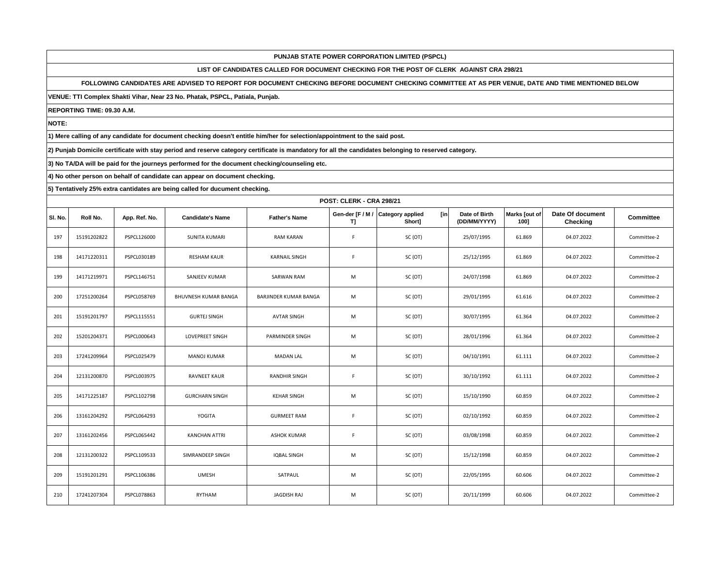**PUNJAB STATE POWER CORPORATION LIMITED (PSPCL)**

**LIST OF CANDIDATES CALLED FOR DOCUMENT CHECKING FOR THE POST OF CLERK AGAINST CRA 298/21**

**FOLLOWING CANDIDATES ARE ADVISED TO REPORT FOR DOCUMENT CHECKING BEFORE DOCUMENT CHECKING COMMITTEE AT AS PER VENUE, DATE AND TIME MENTIONED BELOW**

**VENUE: TTI Complex Shakti Vihar, Near 23 No. Phatak, PSPCL, Patiala, Punjab.**

**REPORTING TIME: 09.30 A.M.**

**NOTE:**

**1) Mere calling of any candidate for document checking doesn't entitle him/her for selection/appointment to the said post.**

**2) Punjab Domicile certificate with stay period and reserve category certificate is mandatory for all the candidates belonging to reserved category.**

**3) No TA/DA will be paid for the journeys performed for the document checking/counseling etc.**

**4) No other person on behalf of candidate can appear on document checking.**

**5) Tentatively 25% extra cantidates are being called for ducument checking.**

**POST: CLERK - CRA 298/21**

| Sl. No. | Roll No. | App. Ref. No. | Candidate's Name | Father's Name | Gen-der [F / M / T] | Category applied [in Short] | Date of Birth (DD/MM/YYYY) | Marks [out of 100] | Date Of document Checking | Committee |
|---|---|---|---|---|---|---|---|---|---|---|
| 197 | 15191202822 | PSPCL126000 | SUNITA KUMARI | RAM KARAN | F | SC (OT) | 25/07/1995 | 61.869 | 04.07.2022 | Committee-2 |
| 198 | 14171220311 | PSPCL030189 | RESHAM KAUR | KARNAIL SINGH | F | SC (OT) | 25/12/1995 | 61.869 | 04.07.2022 | Committee-2 |
| 199 | 14171219971 | PSPCL146751 | SANJEEV KUMAR | SARWAN RAM | M | SC (OT) | 24/07/1998 | 61.869 | 04.07.2022 | Committee-2 |
| 200 | 17251200264 | PSPCL058769 | BHUVNESH KUMAR BANGA | BARJINDER KUMAR BANGA | M | SC (OT) | 29/01/1995 | 61.616 | 04.07.2022 | Committee-2 |
| 201 | 15191201797 | PSPCL115551 | GURTEJ SINGH | AVTAR SINGH | M | SC (OT) | 30/07/1995 | 61.364 | 04.07.2022 | Committee-2 |
| 202 | 15201204371 | PSPCL000643 | LOVEPREET SINGH | PARMINDER SINGH | M | SC (OT) | 28/01/1996 | 61.364 | 04.07.2022 | Committee-2 |
| 203 | 17241209964 | PSPCL025479 | MANOJ KUMAR | MADAN LAL | M | SC (OT) | 04/10/1991 | 61.111 | 04.07.2022 | Committee-2 |
| 204 | 12131200870 | PSPCL003975 | RAVNEET KAUR | RANDHIR SINGH | F | SC (OT) | 30/10/1992 | 61.111 | 04.07.2022 | Committee-2 |
| 205 | 14171225187 | PSPCL102798 | GURCHARN SINGH | KEHAR SINGH | M | SC (OT) | 15/10/1990 | 60.859 | 04.07.2022 | Committee-2 |
| 206 | 13161204292 | PSPCL064293 | YOGITA | GURMEET RAM | F | SC (OT) | 02/10/1992 | 60.859 | 04.07.2022 | Committee-2 |
| 207 | 13161202456 | PSPCL065442 | KANCHAN ATTRI | ASHOK KUMAR | F | SC (OT) | 03/08/1998 | 60.859 | 04.07.2022 | Committee-2 |
| 208 | 12131200322 | PSPCL109533 | SIMRANDEEP SINGH | IQBAL SINGH | M | SC (OT) | 15/12/1998 | 60.859 | 04.07.2022 | Committee-2 |
| 209 | 15191201291 | PSPCL106386 | UMESH | SATPAUL | M | SC (OT) | 22/05/1995 | 60.606 | 04.07.2022 | Committee-2 |
| 210 | 17241207304 | PSPCL078863 | RYTHAM | JAGDISH RAJ | M | SC (OT) | 20/11/1999 | 60.606 | 04.07.2022 | Committee-2 |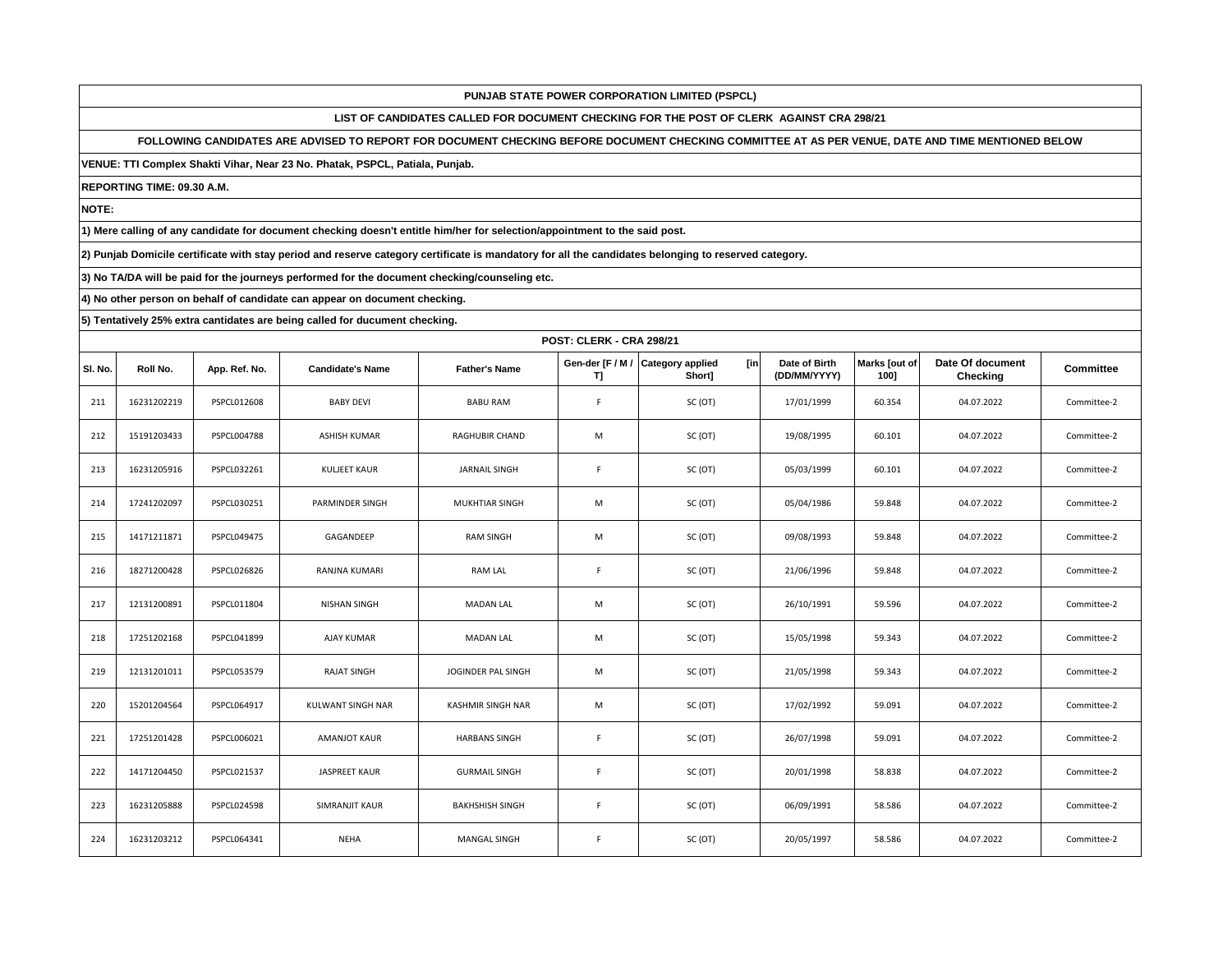**PUNJAB STATE POWER CORPORATION LIMITED (PSPCL)**

**LIST OF CANDIDATES CALLED FOR DOCUMENT CHECKING FOR THE POST OF CLERK AGAINST CRA 298/21**

**FOLLOWING CANDIDATES ARE ADVISED TO REPORT FOR DOCUMENT CHECKING BEFORE DOCUMENT CHECKING COMMITTEE AT AS PER VENUE, DATE AND TIME MENTIONED BELOW**

**VENUE: TTI Complex Shakti Vihar, Near 23 No. Phatak, PSPCL, Patiala, Punjab.**

**REPORTING TIME: 09.30 A.M.**

**NOTE:**

**1) Mere calling of any candidate for document checking doesn't entitle him/her for selection/appointment to the said post.**

**2) Punjab Domicile certificate with stay period and reserve category certificate is mandatory for all the candidates belonging to reserved category.**

**3) No TA/DA will be paid for the journeys performed for the document checking/counseling etc.**

**4) No other person on behalf of candidate can appear on document checking.**

**5) Tentatively 25% extra cantidates are being called for ducument checking.**

**POST: CLERK - CRA 298/21**

| Sl. No. | Roll No. | App. Ref. No. | Candidate's Name | Father's Name | Gen-der [F / M / T] | Category applied [in Short] | Date of Birth (DD/MM/YYYY) | Marks [out of 100] | Date Of document Checking | Committee |
|---|---|---|---|---|---|---|---|---|---|---|
| 211 | 16231202219 | PSPCL012608 | BABY DEVI | BABU RAM | F | SC (OT) | 17/01/1999 | 60.354 | 04.07.2022 | Committee-2 |
| 212 | 15191203433 | PSPCL004788 | ASHISH KUMAR | RAGHUBIR CHAND | M | SC (OT) | 19/08/1995 | 60.101 | 04.07.2022 | Committee-2 |
| 213 | 16231205916 | PSPCL032261 | KULJEET KAUR | JARNAIL SINGH | F | SC (OT) | 05/03/1999 | 60.101 | 04.07.2022 | Committee-2 |
| 214 | 17241202097 | PSPCL030251 | PARMINDER SINGH | MUKHTIAR SINGH | M | SC (OT) | 05/04/1986 | 59.848 | 04.07.2022 | Committee-2 |
| 215 | 14171211871 | PSPCL049475 | GAGANDEEP | RAM SINGH | M | SC (OT) | 09/08/1993 | 59.848 | 04.07.2022 | Committee-2 |
| 216 | 18271200428 | PSPCL026826 | RANJNA KUMARI | RAM LAL | F | SC (OT) | 21/06/1996 | 59.848 | 04.07.2022 | Committee-2 |
| 217 | 12131200891 | PSPCL011804 | NISHAN SINGH | MADAN LAL | M | SC (OT) | 26/10/1991 | 59.596 | 04.07.2022 | Committee-2 |
| 218 | 17251202168 | PSPCL041899 | AJAY KUMAR | MADAN LAL | M | SC (OT) | 15/05/1998 | 59.343 | 04.07.2022 | Committee-2 |
| 219 | 12131201011 | PSPCL053579 | RAJAT SINGH | JOGINDER PAL SINGH | M | SC (OT) | 21/05/1998 | 59.343 | 04.07.2022 | Committee-2 |
| 220 | 15201204564 | PSPCL064917 | KULWANT SINGH NAR | KASHMIR SINGH NAR | M | SC (OT) | 17/02/1992 | 59.091 | 04.07.2022 | Committee-2 |
| 221 | 17251201428 | PSPCL006021 | AMANJOT KAUR | HARBANS SINGH | F | SC (OT) | 26/07/1998 | 59.091 | 04.07.2022 | Committee-2 |
| 222 | 14171204450 | PSPCL021537 | JASPREET KAUR | GURMAIL SINGH | F | SC (OT) | 20/01/1998 | 58.838 | 04.07.2022 | Committee-2 |
| 223 | 16231205888 | PSPCL024598 | SIMRANJIT KAUR | BAKHSHISH SINGH | F | SC (OT) | 06/09/1991 | 58.586 | 04.07.2022 | Committee-2 |
| 224 | 16231203212 | PSPCL064341 | NEHA | MANGAL SINGH | F | SC (OT) | 20/05/1997 | 58.586 | 04.07.2022 | Committee-2 |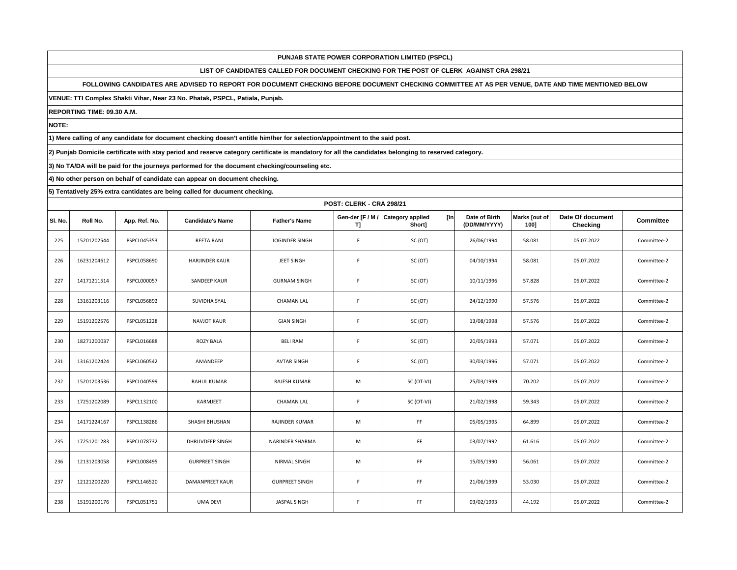**PUNJAB STATE POWER CORPORATION LIMITED (PSPCL)**

**LIST OF CANDIDATES CALLED FOR DOCUMENT CHECKING FOR THE POST OF CLERK AGAINST CRA 298/21**

**FOLLOWING CANDIDATES ARE ADVISED TO REPORT FOR DOCUMENT CHECKING BEFORE DOCUMENT CHECKING COMMITTEE AT AS PER VENUE, DATE AND TIME MENTIONED BELOW**

**VENUE: TTI Complex Shakti Vihar, Near 23 No. Phatak, PSPCL, Patiala, Punjab.**

**REPORTING TIME: 09.30 A.M.**

**NOTE:**

**1) Mere calling of any candidate for document checking doesn't entitle him/her for selection/appointment to the said post.**

**2) Punjab Domicile certificate with stay period and reserve category certificate is mandatory for all the candidates belonging to reserved category.**

**3) No TA/DA will be paid for the journeys performed for the document checking/counseling etc.**

**4) No other person on behalf of candidate can appear on document checking.**

**5) Tentatively 25% extra cantidates are being called for ducument checking.**

**POST: CLERK - CRA 298/21**

| Sl. No. | Roll No. | App. Ref. No. | Candidate's Name | Father's Name | Gen-der [F / M / T] | Category applied [in Short] | Date of Birth (DD/MM/YYYY) | Marks [out of 100] | Date Of document Checking | Committee |
|---|---|---|---|---|---|---|---|---|---|---|
| 225 | 15201202544 | PSPCL045353 | REETA RANI | JOGINDER SINGH | F | SC (OT) | 26/06/1994 | 58.081 | 05.07.2022 | Committee-2 |
| 226 | 16231204612 | PSPCL058690 | HARJINDER KAUR | JEET SINGH | F | SC (OT) | 04/10/1994 | 58.081 | 05.07.2022 | Committee-2 |
| 227 | 14171211514 | PSPCL000057 | SANDEEP KAUR | GURNAM SINGH | F | SC (OT) | 10/11/1996 | 57.828 | 05.07.2022 | Committee-2 |
| 228 | 13161203116 | PSPCL056892 | SUVIDHA SYAL | CHAMAN LAL | F | SC (OT) | 24/12/1990 | 57.576 | 05.07.2022 | Committee-2 |
| 229 | 15191202576 | PSPCL051228 | NAVJOT KAUR | GIAN SINGH | F | SC (OT) | 13/08/1998 | 57.576 | 05.07.2022 | Committee-2 |
| 230 | 18271200037 | PSPCL016688 | ROZY BALA | BELI RAM | F | SC (OT) | 20/05/1993 | 57.071 | 05.07.2022 | Committee-2 |
| 231 | 13161202424 | PSPCL060542 | AMANDEEP | AVTAR SINGH | F | SC (OT) | 30/03/1996 | 57.071 | 05.07.2022 | Committee-2 |
| 232 | 15201203536 | PSPCL040599 | RAHUL KUMAR | RAJESH KUMAR | M | SC (OT-VJ) | 25/03/1999 | 70.202 | 05.07.2022 | Committee-2 |
| 233 | 17251202089 | PSPCL132100 | KARMJEET | CHAMAN LAL | F | SC (OT-VJ) | 21/02/1998 | 59.343 | 05.07.2022 | Committee-2 |
| 234 | 14171224167 | PSPCL138286 | SHASHI BHUSHAN | RAJINDER KUMAR | M | FF | 05/05/1995 | 64.899 | 05.07.2022 | Committee-2 |
| 235 | 17251201283 | PSPCL078732 | DHRUVDEEP SINGH | NARINDER SHARMA | M | FF | 03/07/1992 | 61.616 | 05.07.2022 | Committee-2 |
| 236 | 12131203058 | PSPCL008495 | GURPREET SINGH | NIRMAL SINGH | M | FF | 15/05/1990 | 56.061 | 05.07.2022 | Committee-2 |
| 237 | 12121200220 | PSPCL146520 | DAMANPREET KAUR | GURPREET SINGH | F | FF | 21/06/1999 | 53.030 | 05.07.2022 | Committee-2 |
| 238 | 15191200176 | PSPCL051751 | UMA DEVI | JASPAL SINGH | F | FF | 03/02/1993 | 44.192 | 05.07.2022 | Committee-2 |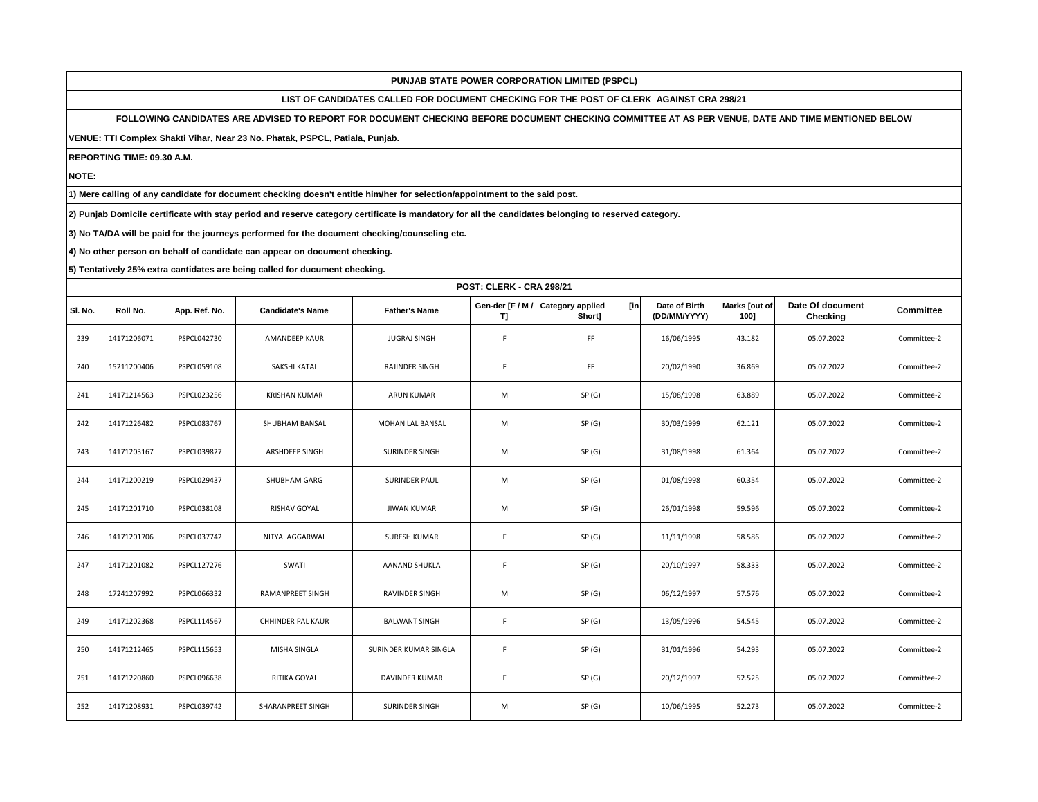**PUNJAB STATE POWER CORPORATION LIMITED (PSPCL)**

**LIST OF CANDIDATES CALLED FOR DOCUMENT CHECKING FOR THE POST OF CLERK AGAINST CRA 298/21**

**FOLLOWING CANDIDATES ARE ADVISED TO REPORT FOR DOCUMENT CHECKING BEFORE DOCUMENT CHECKING COMMITTEE AT AS PER VENUE, DATE AND TIME MENTIONED BELOW**

**VENUE: TTI Complex Shakti Vihar, Near 23 No. Phatak, PSPCL, Patiala, Punjab.**

**REPORTING TIME: 09.30 A.M.**

**NOTE:**

**1) Mere calling of any candidate for document checking doesn't entitle him/her for selection/appointment to the said post.**

**2) Punjab Domicile certificate with stay period and reserve category certificate is mandatory for all the candidates belonging to reserved category.**

**3) No TA/DA will be paid for the journeys performed for the document checking/counseling etc.**

**4) No other person on behalf of candidate can appear on document checking.**

**5) Tentatively 25% extra cantidates are being called for ducument checking.**

**POST: CLERK - CRA 298/21**

| Sl. No. | Roll No. | App. Ref. No. | Candidate's Name | Father's Name | Gen-der [F / M / T] | Category applied [in Short] | Date of Birth (DD/MM/YYYY) | Marks [out of 100] | Date Of document Checking | Committee |
|---|---|---|---|---|---|---|---|---|---|---|
| 239 | 14171206071 | PSPCL042730 | AMANDEEP KAUR | JUGRAJ SINGH | F | FF | 16/06/1995 | 43.182 | 05.07.2022 | Committee-2 |
| 240 | 15211200406 | PSPCL059108 | SAKSHI KATAL | RAJINDER SINGH | F | FF | 20/02/1990 | 36.869 | 05.07.2022 | Committee-2 |
| 241 | 14171214563 | PSPCL023256 | KRISHAN KUMAR | ARUN KUMAR | M | SP (G) | 15/08/1998 | 63.889 | 05.07.2022 | Committee-2 |
| 242 | 14171226482 | PSPCL083767 | SHUBHAM BANSAL | MOHAN LAL BANSAL | M | SP (G) | 30/03/1999 | 62.121 | 05.07.2022 | Committee-2 |
| 243 | 14171203167 | PSPCL039827 | ARSHDEEP SINGH | SURINDER SINGH | M | SP (G) | 31/08/1998 | 61.364 | 05.07.2022 | Committee-2 |
| 244 | 14171200219 | PSPCL029437 | SHUBHAM GARG | SURINDER PAUL | M | SP (G) | 01/08/1998 | 60.354 | 05.07.2022 | Committee-2 |
| 245 | 14171201710 | PSPCL038108 | RISHAV GOYAL | JIWAN KUMAR | M | SP (G) | 26/01/1998 | 59.596 | 05.07.2022 | Committee-2 |
| 246 | 14171201706 | PSPCL037742 | NITYA AGGARWAL | SURESH KUMAR | F | SP (G) | 11/11/1998 | 58.586 | 05.07.2022 | Committee-2 |
| 247 | 14171201082 | PSPCL127276 | SWATI | AANAND SHUKLA | F | SP (G) | 20/10/1997 | 58.333 | 05.07.2022 | Committee-2 |
| 248 | 17241207992 | PSPCL066332 | RAMANPREET SINGH | RAVINDER SINGH | M | SP (G) | 06/12/1997 | 57.576 | 05.07.2022 | Committee-2 |
| 249 | 14171202368 | PSPCL114567 | CHHINDER PAL KAUR | BALWANT SINGH | F | SP (G) | 13/05/1996 | 54.545 | 05.07.2022 | Committee-2 |
| 250 | 14171212465 | PSPCL115653 | MISHA SINGLA | SURINDER KUMAR SINGLA | F | SP (G) | 31/01/1996 | 54.293 | 05.07.2022 | Committee-2 |
| 251 | 14171220860 | PSPCL096638 | RITIKA GOYAL | DAVINDER KUMAR | F | SP (G) | 20/12/1997 | 52.525 | 05.07.2022 | Committee-2 |
| 252 | 14171208931 | PSPCL039742 | SHARANPREET SINGH | SURINDER SINGH | M | SP (G) | 10/06/1995 | 52.273 | 05.07.2022 | Committee-2 |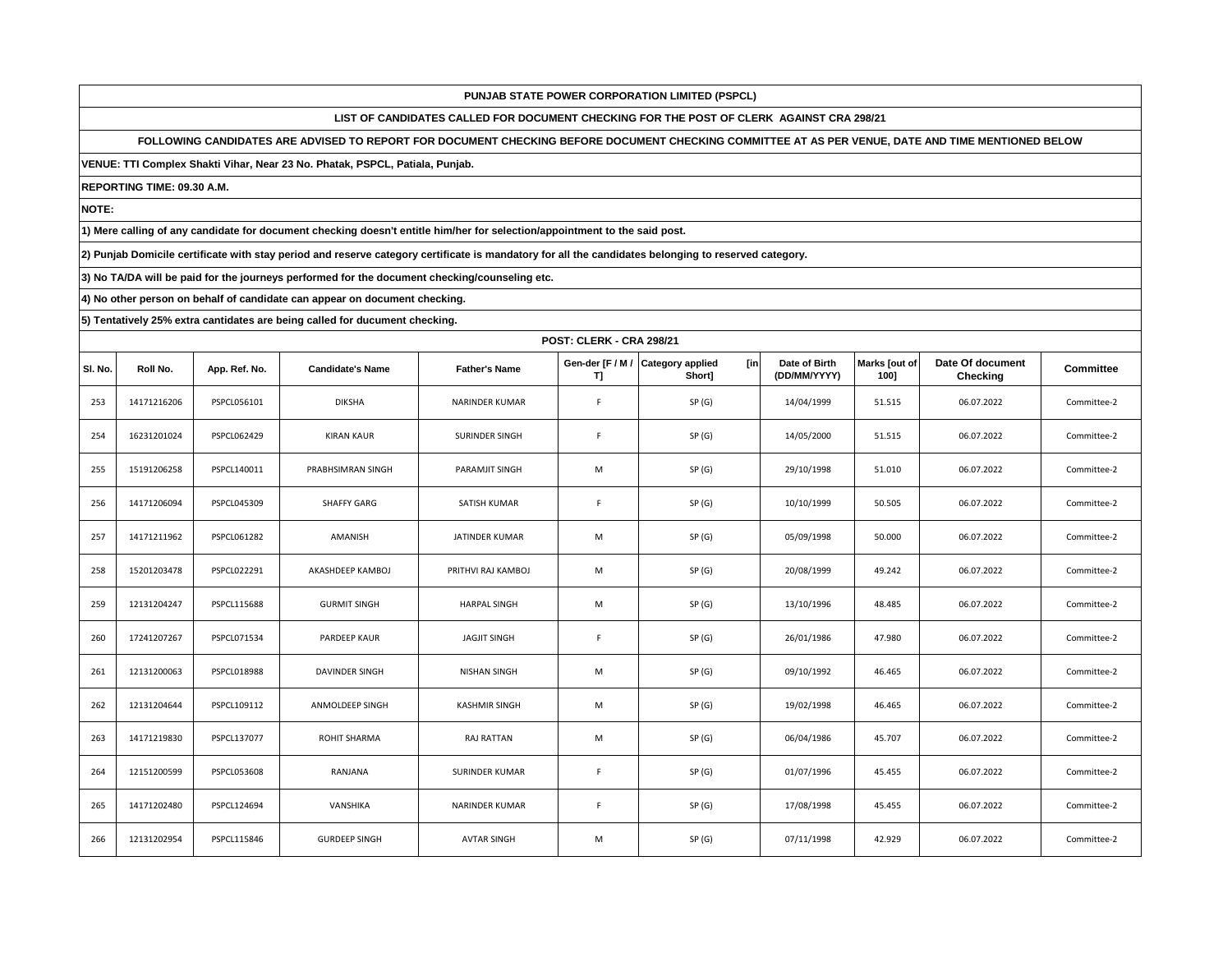**PUNJAB STATE POWER CORPORATION LIMITED (PSPCL)**

**LIST OF CANDIDATES CALLED FOR DOCUMENT CHECKING FOR THE POST OF CLERK AGAINST CRA 298/21**

**FOLLOWING CANDIDATES ARE ADVISED TO REPORT FOR DOCUMENT CHECKING BEFORE DOCUMENT CHECKING COMMITTEE AT AS PER VENUE, DATE AND TIME MENTIONED BELOW**

**VENUE: TTI Complex Shakti Vihar, Near 23 No. Phatak, PSPCL, Patiala, Punjab.**

**REPORTING TIME: 09.30 A.M.**

**NOTE:**

**1) Mere calling of any candidate for document checking doesn't entitle him/her for selection/appointment to the said post.**

**2) Punjab Domicile certificate with stay period and reserve category certificate is mandatory for all the candidates belonging to reserved category.**

**3) No TA/DA will be paid for the journeys performed for the document checking/counseling etc.**

**4) No other person on behalf of candidate can appear on document checking.**

**5) Tentatively 25% extra cantidates are being called for ducument checking.**

**POST: CLERK - CRA 298/21**

| Sl. No. | Roll No. | App. Ref. No. | Candidate's Name | Father's Name | Gen-der [F / M / T] | Category applied [in Short] | Date of Birth (DD/MM/YYYY) | Marks [out of 100] | Date Of document Checking | Committee |
|---|---|---|---|---|---|---|---|---|---|---|
| 253 | 14171216206 | PSPCL056101 | DIKSHA | NARINDER KUMAR | F | SP (G) | 14/04/1999 | 51.515 | 06.07.2022 | Committee-2 |
| 254 | 16231201024 | PSPCL062429 | KIRAN KAUR | SURINDER SINGH | F | SP (G) | 14/05/2000 | 51.515 | 06.07.2022 | Committee-2 |
| 255 | 15191206258 | PSPCL140011 | PRABHSIMRAN SINGH | PARAMJIT SINGH | M | SP (G) | 29/10/1998 | 51.010 | 06.07.2022 | Committee-2 |
| 256 | 14171206094 | PSPCL045309 | SHAFFY GARG | SATISH KUMAR | F | SP (G) | 10/10/1999 | 50.505 | 06.07.2022 | Committee-2 |
| 257 | 14171211962 | PSPCL061282 | AMANISH | JATINDER KUMAR | M | SP (G) | 05/09/1998 | 50.000 | 06.07.2022 | Committee-2 |
| 258 | 15201203478 | PSPCL022291 | AKASHDEEP KAMBOJ | PRITHVI RAJ KAMBOJ | M | SP (G) | 20/08/1999 | 49.242 | 06.07.2022 | Committee-2 |
| 259 | 12131204247 | PSPCL115688 | GURMIT SINGH | HARPAL SINGH | M | SP (G) | 13/10/1996 | 48.485 | 06.07.2022 | Committee-2 |
| 260 | 17241207267 | PSPCL071534 | PARDEEP KAUR | JAGJIT SINGH | F | SP (G) | 26/01/1986 | 47.980 | 06.07.2022 | Committee-2 |
| 261 | 12131200063 | PSPCL018988 | DAVINDER SINGH | NISHAN SINGH | M | SP (G) | 09/10/1992 | 46.465 | 06.07.2022 | Committee-2 |
| 262 | 12131204644 | PSPCL109112 | ANMOLDEEP SINGH | KASHMIR SINGH | M | SP (G) | 19/02/1998 | 46.465 | 06.07.2022 | Committee-2 |
| 263 | 14171219830 | PSPCL137077 | ROHIT SHARMA | RAJ RATTAN | M | SP (G) | 06/04/1986 | 45.707 | 06.07.2022 | Committee-2 |
| 264 | 12151200599 | PSPCL053608 | RANJANA | SURINDER KUMAR | F | SP (G) | 01/07/1996 | 45.455 | 06.07.2022 | Committee-2 |
| 265 | 14171202480 | PSPCL124694 | VANSHIKA | NARINDER KUMAR | F | SP (G) | 17/08/1998 | 45.455 | 06.07.2022 | Committee-2 |
| 266 | 12131202954 | PSPCL115846 | GURDEEP SINGH | AVTAR SINGH | M | SP (G) | 07/11/1998 | 42.929 | 06.07.2022 | Committee-2 |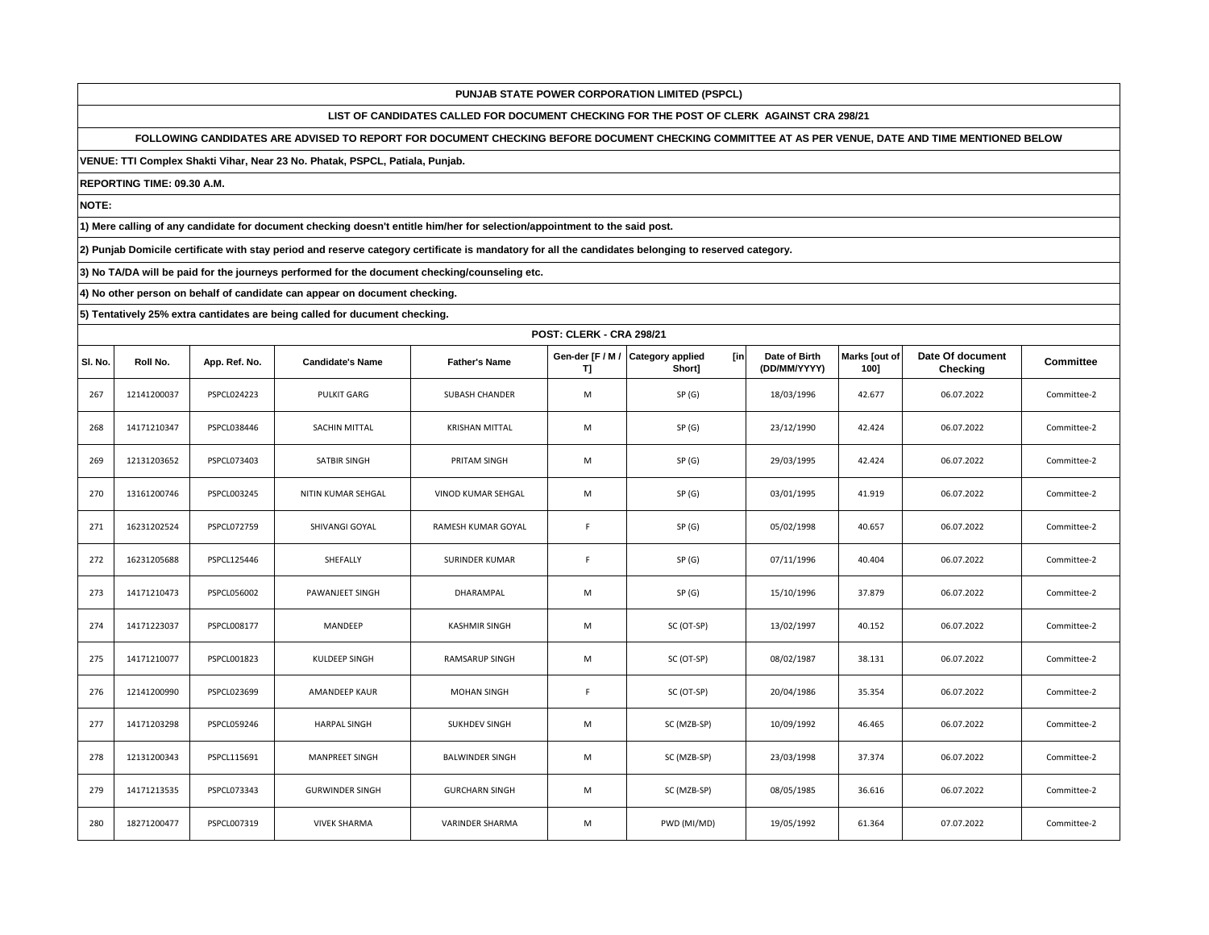**PUNJAB STATE POWER CORPORATION LIMITED (PSPCL)**

**LIST OF CANDIDATES CALLED FOR DOCUMENT CHECKING FOR THE POST OF CLERK AGAINST CRA 298/21**

**FOLLOWING CANDIDATES ARE ADVISED TO REPORT FOR DOCUMENT CHECKING BEFORE DOCUMENT CHECKING COMMITTEE AT AS PER VENUE, DATE AND TIME MENTIONED BELOW**

**VENUE: TTI Complex Shakti Vihar, Near 23 No. Phatak, PSPCL, Patiala, Punjab.**

**REPORTING TIME: 09.30 A.M.**

**NOTE:**

**1) Mere calling of any candidate for document checking doesn't entitle him/her for selection/appointment to the said post.**

**2) Punjab Domicile certificate with stay period and reserve category certificate is mandatory for all the candidates belonging to reserved category.**

**3) No TA/DA will be paid for the journeys performed for the document checking/counseling etc.**

**4) No other person on behalf of candidate can appear on document checking.**

**5) Tentatively 25% extra cantidates are being called for ducument checking.**

**POST: CLERK - CRA 298/21**

| Sl. No. | Roll No. | App. Ref. No. | Candidate's Name | Father's Name | Gen-der [F / M / T] | Category applied [in Short] | Date of Birth (DD/MM/YYYY) | Marks [out of 100] | Date Of document Checking | Committee |
|---|---|---|---|---|---|---|---|---|---|---|
| 267 | 12141200037 | PSPCL024223 | PULKIT GARG | SUBASH CHANDER | M | SP (G) | 18/03/1996 | 42.677 | 06.07.2022 | Committee-2 |
| 268 | 14171210347 | PSPCL038446 | SACHIN MITTAL | KRISHAN MITTAL | M | SP (G) | 23/12/1990 | 42.424 | 06.07.2022 | Committee-2 |
| 269 | 12131203652 | PSPCL073403 | SATBIR SINGH | PRITAM SINGH | M | SP (G) | 29/03/1995 | 42.424 | 06.07.2022 | Committee-2 |
| 270 | 13161200746 | PSPCL003245 | NITIN KUMAR SEHGAL | VINOD KUMAR SEHGAL | M | SP (G) | 03/01/1995 | 41.919 | 06.07.2022 | Committee-2 |
| 271 | 16231202524 | PSPCL072759 | SHIVANGI GOYAL | RAMESH KUMAR GOYAL | F | SP (G) | 05/02/1998 | 40.657 | 06.07.2022 | Committee-2 |
| 272 | 16231205688 | PSPCL125446 | SHEFALLY | SURINDER KUMAR | F | SP (G) | 07/11/1996 | 40.404 | 06.07.2022 | Committee-2 |
| 273 | 14171210473 | PSPCL056002 | PAWANJEET SINGH | DHARAMPAL | M | SP (G) | 15/10/1996 | 37.879 | 06.07.2022 | Committee-2 |
| 274 | 14171223037 | PSPCL008177 | MANDEEP | KASHMIR SINGH | M | SC (OT-SP) | 13/02/1997 | 40.152 | 06.07.2022 | Committee-2 |
| 275 | 14171210077 | PSPCL001823 | KULDEEP SINGH | RAMSARUP SINGH | M | SC (OT-SP) | 08/02/1987 | 38.131 | 06.07.2022 | Committee-2 |
| 276 | 12141200990 | PSPCL023699 | AMANDEEP KAUR | MOHAN SINGH | F | SC (OT-SP) | 20/04/1986 | 35.354 | 06.07.2022 | Committee-2 |
| 277 | 14171203298 | PSPCL059246 | HARPAL SINGH | SUKHDEV SINGH | M | SC (MZB-SP) | 10/09/1992 | 46.465 | 06.07.2022 | Committee-2 |
| 278 | 12131200343 | PSPCL115691 | MANPREET SINGH | BALWINDER SINGH | M | SC (MZB-SP) | 23/03/1998 | 37.374 | 06.07.2022 | Committee-2 |
| 279 | 14171213535 | PSPCL073343 | GURWINDER SINGH | GURCHARN SINGH | M | SC (MZB-SP) | 08/05/1985 | 36.616 | 06.07.2022 | Committee-2 |
| 280 | 18271200477 | PSPCL007319 | VIVEK SHARMA | VARINDER SHARMA | M | PWD (MI/MD) | 19/05/1992 | 61.364 | 07.07.2022 | Committee-2 |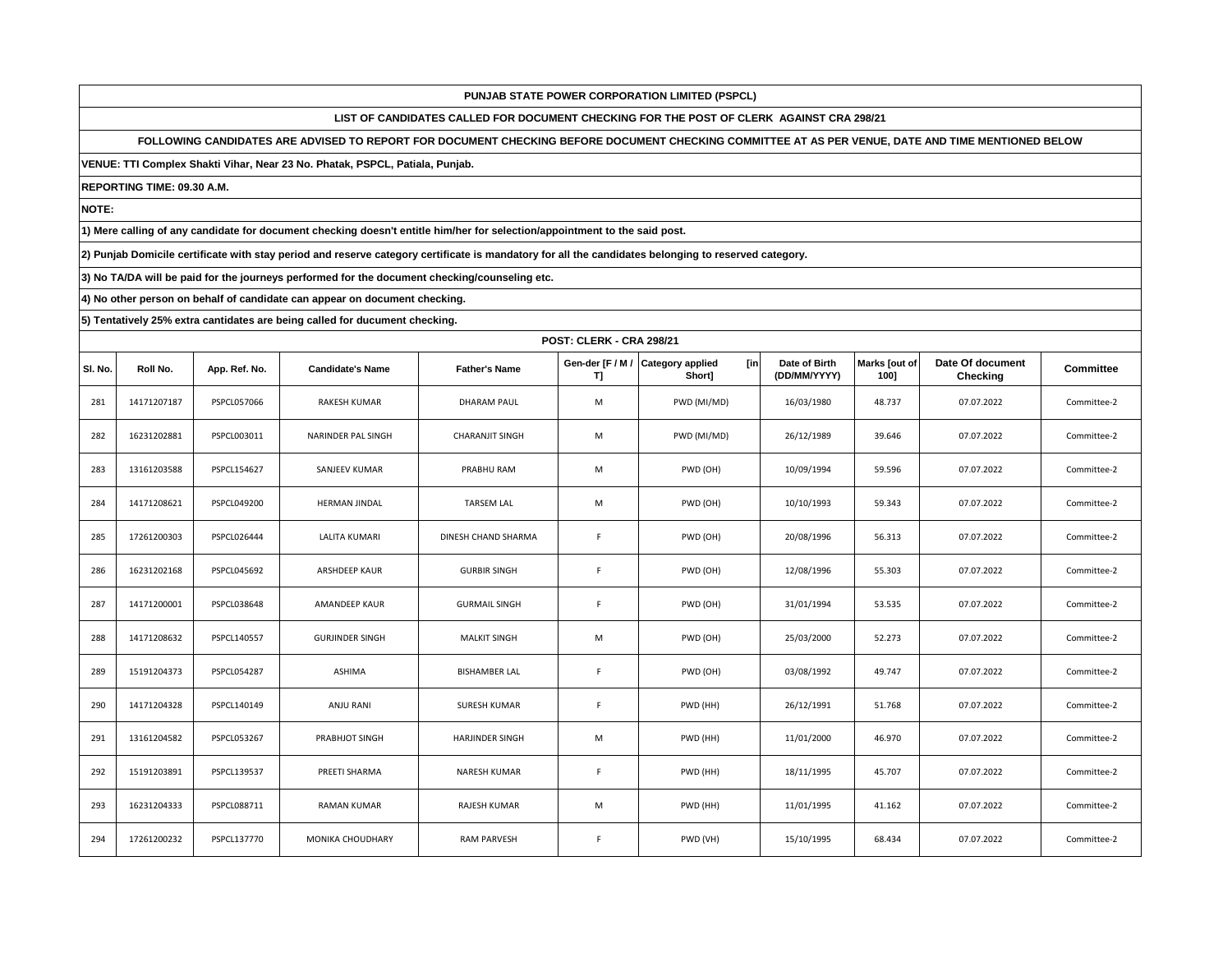**PUNJAB STATE POWER CORPORATION LIMITED (PSPCL)**

**LIST OF CANDIDATES CALLED FOR DOCUMENT CHECKING FOR THE POST OF CLERK AGAINST CRA 298/21**

**FOLLOWING CANDIDATES ARE ADVISED TO REPORT FOR DOCUMENT CHECKING BEFORE DOCUMENT CHECKING COMMITTEE AT AS PER VENUE, DATE AND TIME MENTIONED BELOW**

**VENUE: TTI Complex Shakti Vihar, Near 23 No. Phatak, PSPCL, Patiala, Punjab.**

**REPORTING TIME: 09.30 A.M.**

**NOTE:**

**1) Mere calling of any candidate for document checking doesn't entitle him/her for selection/appointment to the said post.**

**2) Punjab Domicile certificate with stay period and reserve category certificate is mandatory for all the candidates belonging to reserved category.**

**3) No TA/DA will be paid for the journeys performed for the document checking/counseling etc.**

**4) No other person on behalf of candidate can appear on document checking.**

**5) Tentatively 25% extra cantidates are being called for ducument checking.**

**POST: CLERK - CRA 298/21**

| Sl. No. | Roll No. | App. Ref. No. | Candidate's Name | Father's Name | Gen-der [F / M / T] | Category applied [in Short] | Date of Birth (DD/MM/YYYY) | Marks [out of 100] | Date Of document Checking | Committee |
|---|---|---|---|---|---|---|---|---|---|---|
| 281 | 14171207187 | PSPCL057066 | RAKESH KUMAR | DHARAM PAUL | M | PWD (MI/MD) | 16/03/1980 | 48.737 | 07.07.2022 | Committee-2 |
| 282 | 16231202881 | PSPCL003011 | NARINDER PAL SINGH | CHARANJIT SINGH | M | PWD (MI/MD) | 26/12/1989 | 39.646 | 07.07.2022 | Committee-2 |
| 283 | 13161203588 | PSPCL154627 | SANJEEV KUMAR | PRABHU RAM | M | PWD (OH) | 10/09/1994 | 59.596 | 07.07.2022 | Committee-2 |
| 284 | 14171208621 | PSPCL049200 | HERMAN JINDAL | TARSEM LAL | M | PWD (OH) | 10/10/1993 | 59.343 | 07.07.2022 | Committee-2 |
| 285 | 17261200303 | PSPCL026444 | LALITA KUMARI | DINESH CHAND SHARMA | F | PWD (OH) | 20/08/1996 | 56.313 | 07.07.2022 | Committee-2 |
| 286 | 16231202168 | PSPCL045692 | ARSHDEEP KAUR | GURBIR SINGH | F | PWD (OH) | 12/08/1996 | 55.303 | 07.07.2022 | Committee-2 |
| 287 | 14171200001 | PSPCL038648 | AMANDEEP KAUR | GURMAIL SINGH | F | PWD (OH) | 31/01/1994 | 53.535 | 07.07.2022 | Committee-2 |
| 288 | 14171208632 | PSPCL140557 | GURJINDER SINGH | MALKIT SINGH | M | PWD (OH) | 25/03/2000 | 52.273 | 07.07.2022 | Committee-2 |
| 289 | 15191204373 | PSPCL054287 | ASHIMA | BISHAMBER LAL | F | PWD (OH) | 03/08/1992 | 49.747 | 07.07.2022 | Committee-2 |
| 290 | 14171204328 | PSPCL140149 | ANJU RANI | SURESH KUMAR | F | PWD (HH) | 26/12/1991 | 51.768 | 07.07.2022 | Committee-2 |
| 291 | 13161204582 | PSPCL053267 | PRABHJOT SINGH | HARJINDER SINGH | M | PWD (HH) | 11/01/2000 | 46.970 | 07.07.2022 | Committee-2 |
| 292 | 15191203891 | PSPCL139537 | PREETI SHARMA | NARESH KUMAR | F | PWD (HH) | 18/11/1995 | 45.707 | 07.07.2022 | Committee-2 |
| 293 | 16231204333 | PSPCL088711 | RAMAN KUMAR | RAJESH KUMAR | M | PWD (HH) | 11/01/1995 | 41.162 | 07.07.2022 | Committee-2 |
| 294 | 17261200232 | PSPCL137770 | MONIKA CHOUDHARY | RAM PARVESH | F | PWD (VH) | 15/10/1995 | 68.434 | 07.07.2022 | Committee-2 |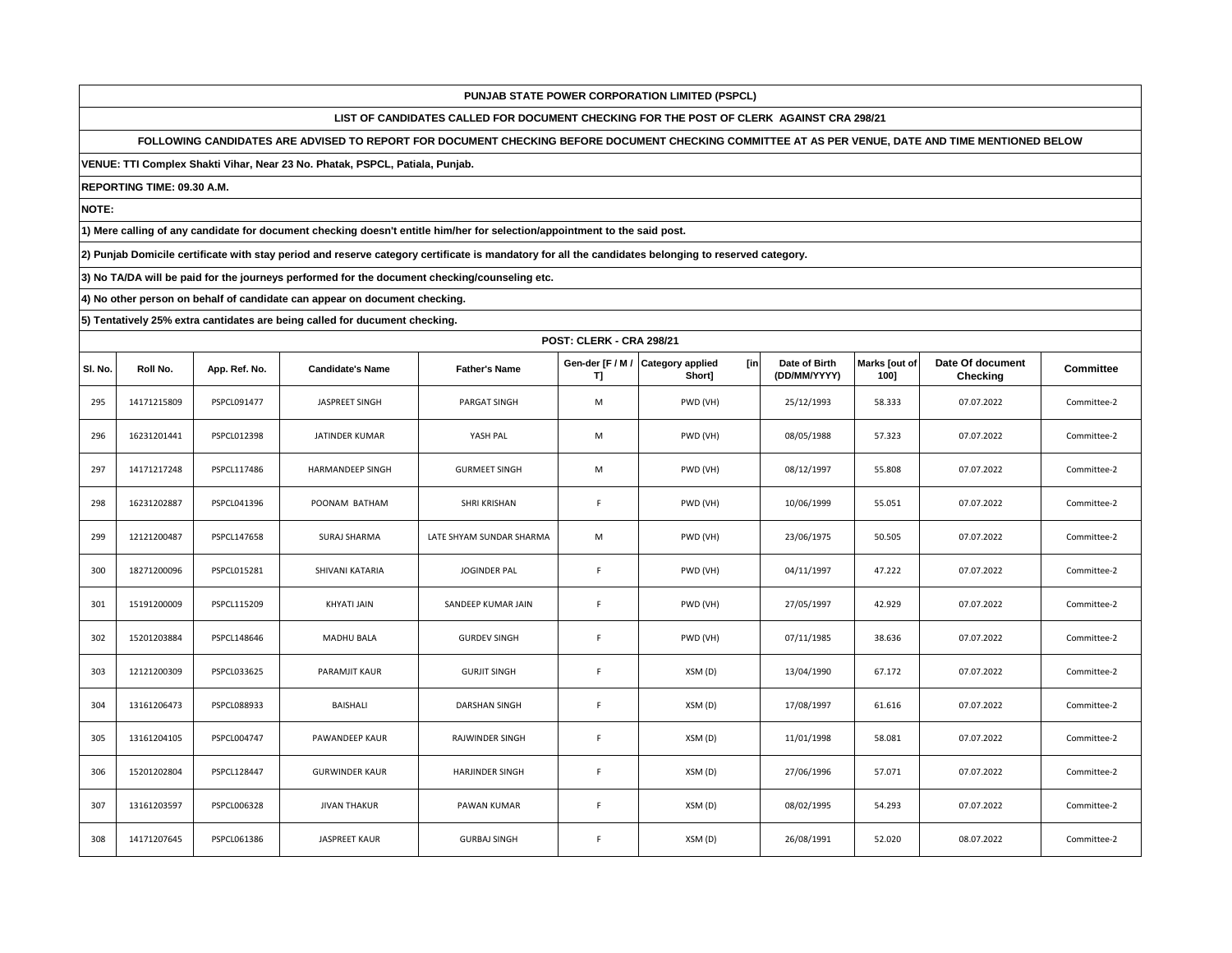# PUNJAB STATE POWER CORPORATION LIMITED (PSPCL)

## LIST OF CANDIDATES CALLED FOR DOCUMENT CHECKING FOR THE POST OF CLERK AGAINST CRA 298/21

**FOLLOWING CANDIDATES ARE ADVISED TO REPORT FOR DOCUMENT CHECKING BEFORE DOCUMENT CHECKING COMMITTEE AT AS PER VENUE, DATE AND TIME MENTIONED BELOW**

**VENUE: TTI Complex Shakti Vihar, Near 23 No. Phatak, PSPCL, Patiala, Punjab.**

**REPORTING TIME: 09.30 A.M.**

**NOTE:**

**1) Mere calling of any candidate for document checking doesn't entitle him/her for selection/appointment to the said post.**

**2) Punjab Domicile certificate with stay period and reserve category certificate is mandatory for all the candidates belonging to reserved category.**

**3) No TA/DA will be paid for the journeys performed for the document checking/counseling etc.**

**4) No other person on behalf of candidate can appear on document checking.**

**5) Tentatively 25% extra cantidates are being called for ducument checking.**

**POST: CLERK - CRA 298/21**

| Sl. No. | Roll No. | App. Ref. No. | Candidate's Name | Father's Name | Gen-der [F / M / T] | Category applied [in Short] | Date of Birth (DD/MM/YYYY) | Marks [out of 100] | Date Of document Checking | Committee |
|---|---|---|---|---|---|---|---|---|---|---|
| 295 | 14171215809 | PSPCL091477 | JASPREET SINGH | PARGAT SINGH | M | PWD (VH) | 25/12/1993 | 58.333 | 07.07.2022 | Committee-2 |
| 296 | 16231201441 | PSPCL012398 | JATINDER KUMAR | YASH PAL | M | PWD (VH) | 08/05/1988 | 57.323 | 07.07.2022 | Committee-2 |
| 297 | 14171217248 | PSPCL117486 | HARMANDEEP SINGH | GURMEET SINGH | M | PWD (VH) | 08/12/1997 | 55.808 | 07.07.2022 | Committee-2 |
| 298 | 16231202887 | PSPCL041396 | POONAM BATHAM | SHRI KRISHAN | F | PWD (VH) | 10/06/1999 | 55.051 | 07.07.2022 | Committee-2 |
| 299 | 12121200487 | PSPCL147658 | SURAJ SHARMA | LATE SHYAM SUNDAR SHARMA | M | PWD (VH) | 23/06/1975 | 50.505 | 07.07.2022 | Committee-2 |
| 300 | 18271200096 | PSPCL015281 | SHIVANI KATARIA | JOGINDER PAL | F | PWD (VH) | 04/11/1997 | 47.222 | 07.07.2022 | Committee-2 |
| 301 | 15191200009 | PSPCL115209 | KHYATI JAIN | SANDEEP KUMAR JAIN | F | PWD (VH) | 27/05/1997 | 42.929 | 07.07.2022 | Committee-2 |
| 302 | 15201203884 | PSPCL148646 | MADHU BALA | GURDEV SINGH | F | PWD (VH) | 07/11/1985 | 38.636 | 07.07.2022 | Committee-2 |
| 303 | 12121200309 | PSPCL033625 | PARAMJIT KAUR | GURJIT SINGH | F | XSM (D) | 13/04/1990 | 67.172 | 07.07.2022 | Committee-2 |
| 304 | 13161206473 | PSPCL088933 | BAISHALI | DARSHAN SINGH | F | XSM (D) | 17/08/1997 | 61.616 | 07.07.2022 | Committee-2 |
| 305 | 13161204105 | PSPCL004747 | PAWANDEEP KAUR | RAJWINDER SINGH | F | XSM (D) | 11/01/1998 | 58.081 | 07.07.2022 | Committee-2 |
| 306 | 15201202804 | PSPCL128447 | GURWINDER KAUR | HARJINDER SINGH | F | XSM (D) | 27/06/1996 | 57.071 | 07.07.2022 | Committee-2 |
| 307 | 13161203597 | PSPCL006328 | JIVAN THAKUR | PAWAN KUMAR | F | XSM (D) | 08/02/1995 | 54.293 | 07.07.2022 | Committee-2 |
| 308 | 14171207645 | PSPCL061386 | JASPREET KAUR | GURBAJ SINGH | F | XSM (D) | 26/08/1991 | 52.020 | 08.07.2022 | Committee-2 |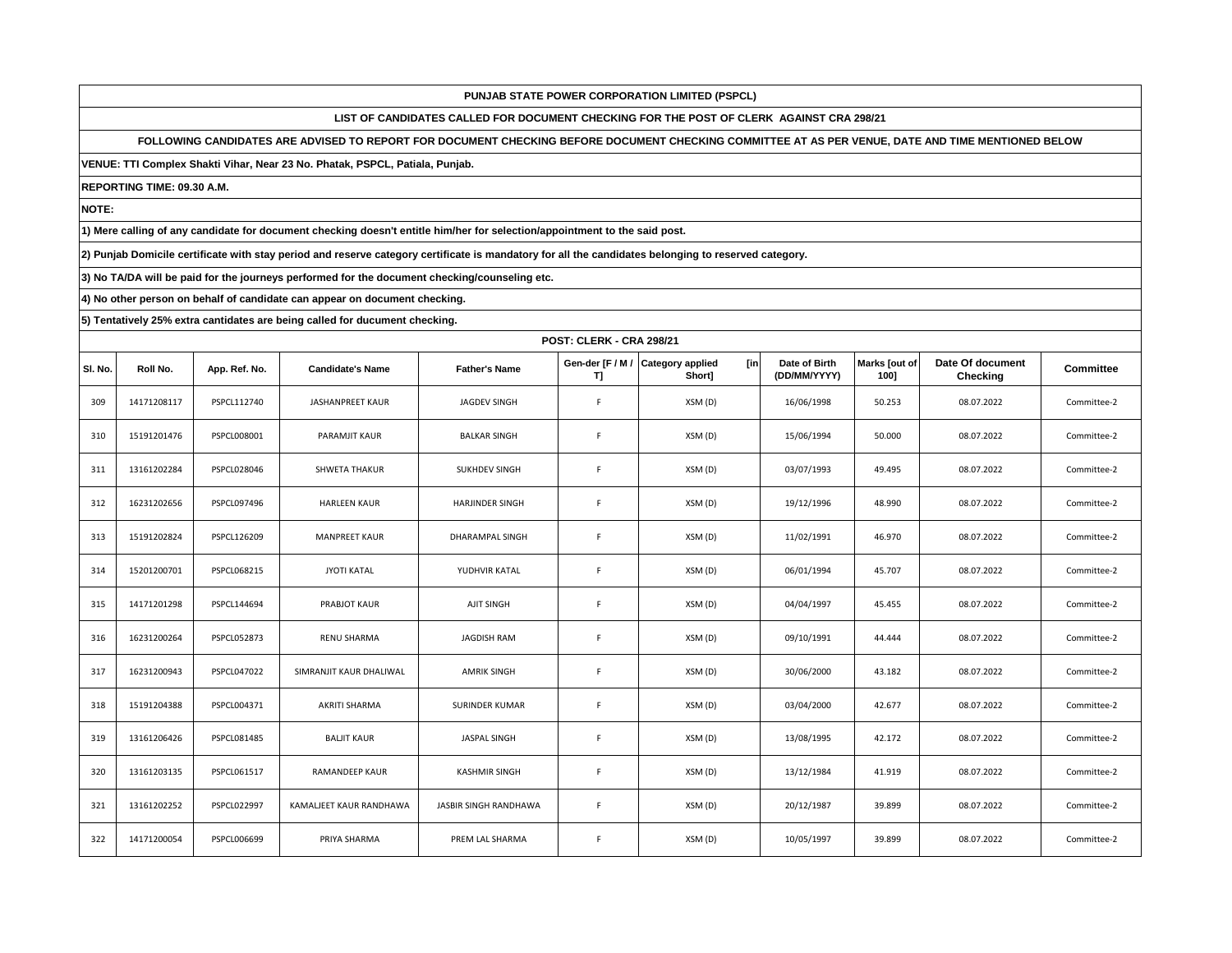**PUNJAB STATE POWER CORPORATION LIMITED (PSPCL)**

**LIST OF CANDIDATES CALLED FOR DOCUMENT CHECKING FOR THE POST OF CLERK AGAINST CRA 298/21**

**FOLLOWING CANDIDATES ARE ADVISED TO REPORT FOR DOCUMENT CHECKING BEFORE DOCUMENT CHECKING COMMITTEE AT AS PER VENUE, DATE AND TIME MENTIONED BELOW**

**VENUE: TTI Complex Shakti Vihar, Near 23 No. Phatak, PSPCL, Patiala, Punjab.**

**REPORTING TIME: 09.30 A.M.**

**NOTE:**

**1) Mere calling of any candidate for document checking doesn't entitle him/her for selection/appointment to the said post.**

**2) Punjab Domicile certificate with stay period and reserve category certificate is mandatory for all the candidates belonging to reserved category.**

**3) No TA/DA will be paid for the journeys performed for the document checking/counseling etc.**

**4) No other person on behalf of candidate can appear on document checking.**

**5) Tentatively 25% extra cantidates are being called for ducument checking.**

**POST: CLERK - CRA 298/21**

| Sl. No. | Roll No. | App. Ref. No. | Candidate's Name | Father's Name | Gen-der [F / M / T] | Category applied [in Short] | Date of Birth (DD/MM/YYYY) | Marks [out of 100] | Date Of document Checking | Committee |
|---|---|---|---|---|---|---|---|---|---|---|
| 309 | 14171208117 | PSPCL112740 | JASHANPREET KAUR | JAGDEV SINGH | F | XSM (D) | 16/06/1998 | 50.253 | 08.07.2022 | Committee-2 |
| 310 | 15191201476 | PSPCL008001 | PARAMJIT KAUR | BALKAR SINGH | F | XSM (D) | 15/06/1994 | 50.000 | 08.07.2022 | Committee-2 |
| 311 | 13161202284 | PSPCL028046 | SHWETA THAKUR | SUKHDEV SINGH | F | XSM (D) | 03/07/1993 | 49.495 | 08.07.2022 | Committee-2 |
| 312 | 16231202656 | PSPCL097496 | HARLEEN KAUR | HARJINDER SINGH | F | XSM (D) | 19/12/1996 | 48.990 | 08.07.2022 | Committee-2 |
| 313 | 15191202824 | PSPCL126209 | MANPREET KAUR | DHARAMPAL SINGH | F | XSM (D) | 11/02/1991 | 46.970 | 08.07.2022 | Committee-2 |
| 314 | 15201200701 | PSPCL068215 | JYOTI KATAL | YUDHVIR KATAL | F | XSM (D) | 06/01/1994 | 45.707 | 08.07.2022 | Committee-2 |
| 315 | 14171201298 | PSPCL144694 | PRABJOT KAUR | AJIT SINGH | F | XSM (D) | 04/04/1997 | 45.455 | 08.07.2022 | Committee-2 |
| 316 | 16231200264 | PSPCL052873 | RENU SHARMA | JAGDISH RAM | F | XSM (D) | 09/10/1991 | 44.444 | 08.07.2022 | Committee-2 |
| 317 | 16231200943 | PSPCL047022 | SIMRANJIT KAUR DHALIWAL | AMRIK SINGH | F | XSM (D) | 30/06/2000 | 43.182 | 08.07.2022 | Committee-2 |
| 318 | 15191204388 | PSPCL004371 | AKRITI SHARMA | SURINDER KUMAR | F | XSM (D) | 03/04/2000 | 42.677 | 08.07.2022 | Committee-2 |
| 319 | 13161206426 | PSPCL081485 | BALJIT KAUR | JASPAL SINGH | F | XSM (D) | 13/08/1995 | 42.172 | 08.07.2022 | Committee-2 |
| 320 | 13161203135 | PSPCL061517 | RAMANDEEP KAUR | KASHMIR SINGH | F | XSM (D) | 13/12/1984 | 41.919 | 08.07.2022 | Committee-2 |
| 321 | 13161202252 | PSPCL022997 | KAMALJEET KAUR RANDHAWA | JASBIR SINGH RANDHAWA | F | XSM (D) | 20/12/1987 | 39.899 | 08.07.2022 | Committee-2 |
| 322 | 14171200054 | PSPCL006699 | PRIYA SHARMA | PREM LAL SHARMA | F | XSM (D) | 10/05/1997 | 39.899 | 08.07.2022 | Committee-2 |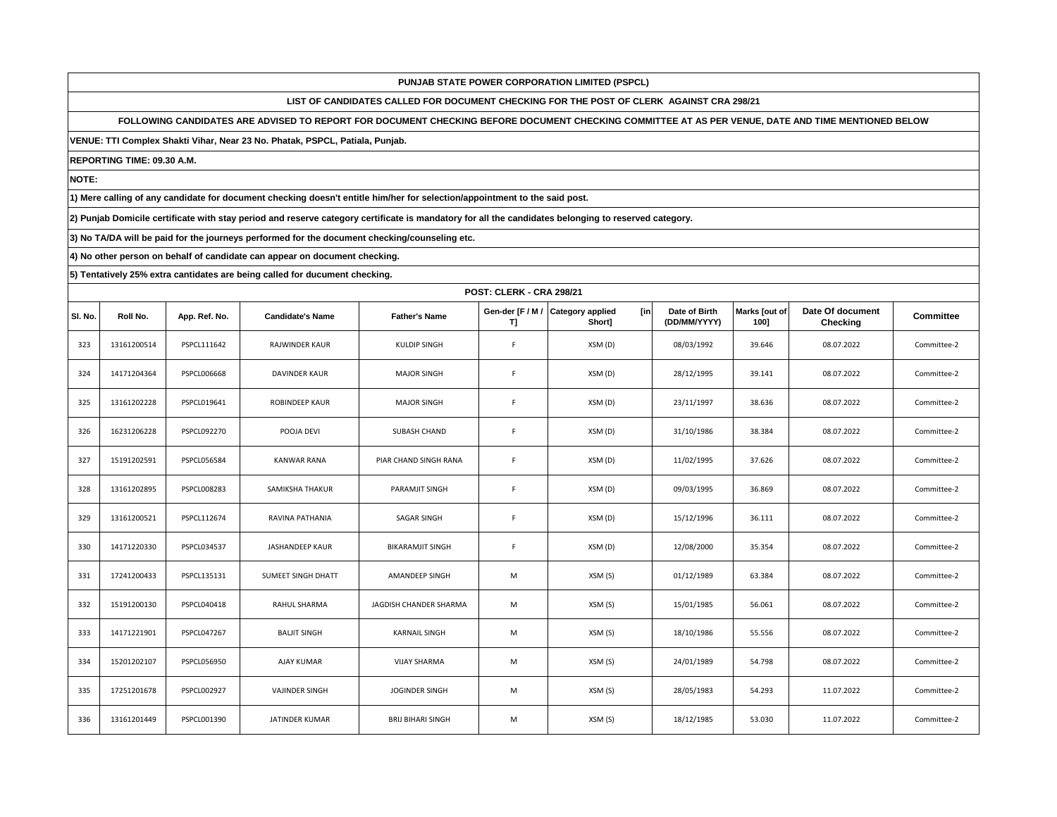**PUNJAB STATE POWER CORPORATION LIMITED (PSPCL)**

**LIST OF CANDIDATES CALLED FOR DOCUMENT CHECKING FOR THE POST OF CLERK AGAINST CRA 298/21**

**FOLLOWING CANDIDATES ARE ADVISED TO REPORT FOR DOCUMENT CHECKING BEFORE DOCUMENT CHECKING COMMITTEE AT AS PER VENUE, DATE AND TIME MENTIONED BELOW**

**VENUE: TTI Complex Shakti Vihar, Near 23 No. Phatak, PSPCL, Patiala, Punjab.**

**REPORTING TIME: 09.30 A.M.**

**NOTE:**

**1) Mere calling of any candidate for document checking doesn't entitle him/her for selection/appointment to the said post.**

**2) Punjab Domicile certificate with stay period and reserve category certificate is mandatory for all the candidates belonging to reserved category.**

**3) No TA/DA will be paid for the journeys performed for the document checking/counseling etc.**

**4) No other person on behalf of candidate can appear on document checking.**

**5) Tentatively 25% extra cantidates are being called for ducument checking.**

**POST: CLERK - CRA 298/21**

| Sl. No. | Roll No. | App. Ref. No. | Candidate's Name | Father's Name | Gen-der [F / M / T] | Category applied [in Short] | Date of Birth (DD/MM/YYYY) | Marks [out of 100] | Date Of document Checking | Committee |
|---|---|---|---|---|---|---|---|---|---|---|
| 323 | 13161200514 | PSPCL111642 | RAJWINDER KAUR | KULDIP SINGH | F | XSM (D) | 08/03/1992 | 39.646 | 08.07.2022 | Committee-2 |
| 324 | 14171204364 | PSPCL006668 | DAVINDER KAUR | MAJOR SINGH | F | XSM (D) | 28/12/1995 | 39.141 | 08.07.2022 | Committee-2 |
| 325 | 13161202228 | PSPCL019641 | ROBINDEEP KAUR | MAJOR SINGH | F | XSM (D) | 23/11/1997 | 38.636 | 08.07.2022 | Committee-2 |
| 326 | 16231206228 | PSPCL092270 | POOJA DEVI | SUBASH CHAND | F | XSM (D) | 31/10/1986 | 38.384 | 08.07.2022 | Committee-2 |
| 327 | 15191202591 | PSPCL056584 | KANWAR RANA | PIAR CHAND SINGH RANA | F | XSM (D) | 11/02/1995 | 37.626 | 08.07.2022 | Committee-2 |
| 328 | 13161202895 | PSPCL008283 | SAMIKSHA THAKUR | PARAMJIT SINGH | F | XSM (D) | 09/03/1995 | 36.869 | 08.07.2022 | Committee-2 |
| 329 | 13161200521 | PSPCL112674 | RAVINA PATHANIA | SAGAR SINGH | F | XSM (D) | 15/12/1996 | 36.111 | 08.07.2022 | Committee-2 |
| 330 | 14171220330 | PSPCL034537 | JASHANDEEP KAUR | BIKARAMJIT SINGH | F | XSM (D) | 12/08/2000 | 35.354 | 08.07.2022 | Committee-2 |
| 331 | 17241200433 | PSPCL135131 | SUMEET SINGH DHATT | AMANDEEP SINGH | M | XSM (S) | 01/12/1989 | 63.384 | 08.07.2022 | Committee-2 |
| 332 | 15191200130 | PSPCL040418 | RAHUL SHARMA | JAGDISH CHANDER SHARMA | M | XSM (S) | 15/01/1985 | 56.061 | 08.07.2022 | Committee-2 |
| 333 | 14171221901 | PSPCL047267 | BALJIT SINGH | KARNAIL SINGH | M | XSM (S) | 18/10/1986 | 55.556 | 08.07.2022 | Committee-2 |
| 334 | 15201202107 | PSPCL056950 | AJAY KUMAR | VIJAY SHARMA | M | XSM (S) | 24/01/1989 | 54.798 | 08.07.2022 | Committee-2 |
| 335 | 17251201678 | PSPCL002927 | VAJINDER SINGH | JOGINDER SINGH | M | XSM (S) | 28/05/1983 | 54.293 | 11.07.2022 | Committee-2 |
| 336 | 13161201449 | PSPCL001390 | JATINDER KUMAR | BRIJ BIHARI SINGH | M | XSM (S) | 18/12/1985 | 53.030 | 11.07.2022 | Committee-2 |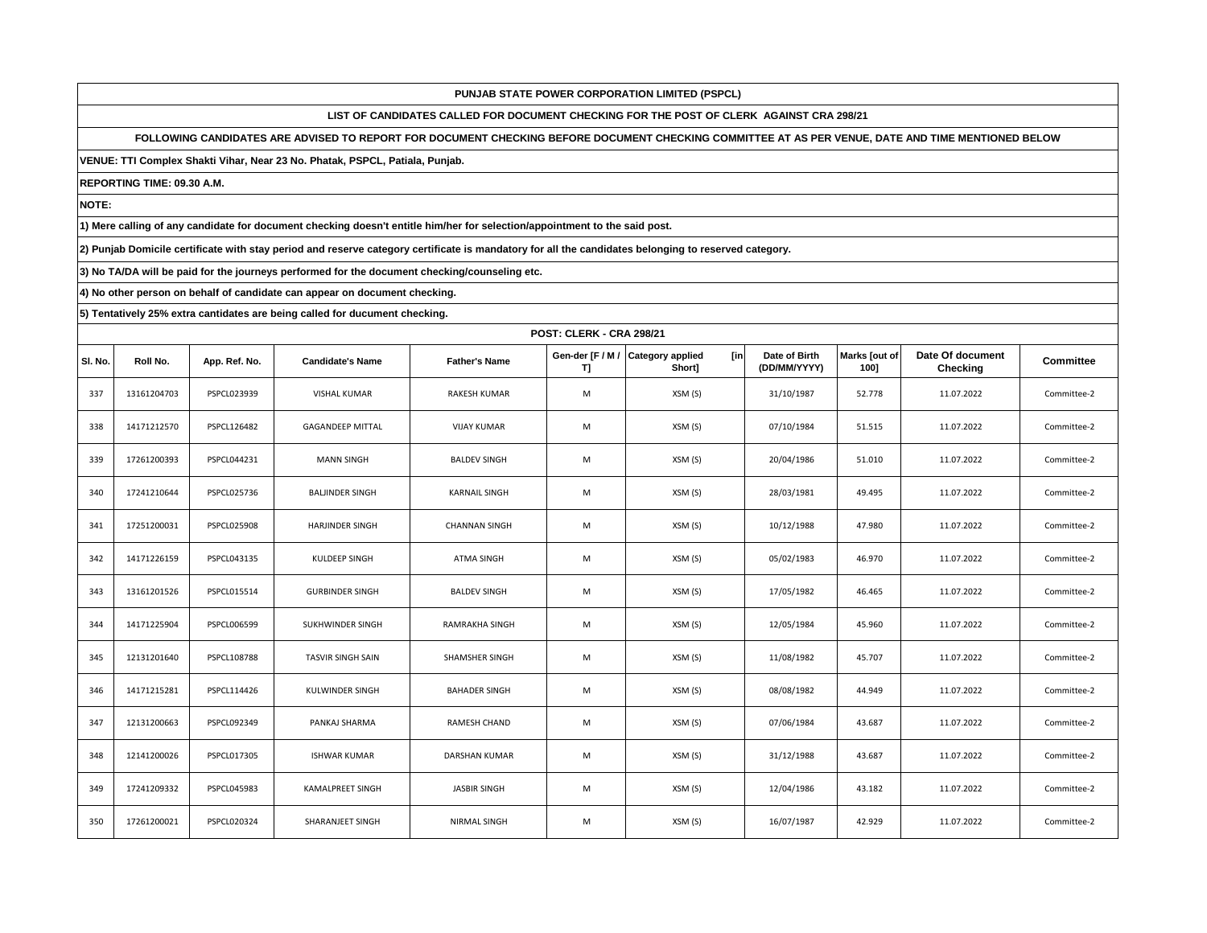**PUNJAB STATE POWER CORPORATION LIMITED (PSPCL)**

**LIST OF CANDIDATES CALLED FOR DOCUMENT CHECKING FOR THE POST OF CLERK AGAINST CRA 298/21**

**FOLLOWING CANDIDATES ARE ADVISED TO REPORT FOR DOCUMENT CHECKING BEFORE DOCUMENT CHECKING COMMITTEE AT AS PER VENUE, DATE AND TIME MENTIONED BELOW**

**VENUE: TTI Complex Shakti Vihar, Near 23 No. Phatak, PSPCL, Patiala, Punjab.**

**REPORTING TIME: 09.30 A.M.**

**NOTE:**

**1) Mere calling of any candidate for document checking doesn't entitle him/her for selection/appointment to the said post.**

**2) Punjab Domicile certificate with stay period and reserve category certificate is mandatory for all the candidates belonging to reserved category.**

**3) No TA/DA will be paid for the journeys performed for the document checking/counseling etc.**

**4) No other person on behalf of candidate can appear on document checking.**

**5) Tentatively 25% extra cantidates are being called for ducument checking.**

**POST: CLERK - CRA 298/21**

| Sl. No. | Roll No. | App. Ref. No. | Candidate's Name | Father's Name | Gen-der [F / M / T] | Category applied [in Short] | Date of Birth (DD/MM/YYYY) | Marks [out of 100] | Date Of document Checking | Committee |
|---|---|---|---|---|---|---|---|---|---|---|
| 337 | 13161204703 | PSPCL023939 | VISHAL KUMAR | RAKESH KUMAR | M | XSM (S) | 31/10/1987 | 52.778 | 11.07.2022 | Committee-2 |
| 338 | 14171212570 | PSPCL126482 | GAGANDEEP MITTAL | VIJAY KUMAR | M | XSM (S) | 07/10/1984 | 51.515 | 11.07.2022 | Committee-2 |
| 339 | 17261200393 | PSPCL044231 | MANN SINGH | BALDEV SINGH | M | XSM (S) | 20/04/1986 | 51.010 | 11.07.2022 | Committee-2 |
| 340 | 17241210644 | PSPCL025736 | BALJINDER SINGH | KARNAIL SINGH | M | XSM (S) | 28/03/1981 | 49.495 | 11.07.2022 | Committee-2 |
| 341 | 17251200031 | PSPCL025908 | HARJINDER SINGH | CHANNAN SINGH | M | XSM (S) | 10/12/1988 | 47.980 | 11.07.2022 | Committee-2 |
| 342 | 14171226159 | PSPCL043135 | KULDEEP SINGH | ATMA SINGH | M | XSM (S) | 05/02/1983 | 46.970 | 11.07.2022 | Committee-2 |
| 343 | 13161201526 | PSPCL015514 | GURBINDER SINGH | BALDEV SINGH | M | XSM (S) | 17/05/1982 | 46.465 | 11.07.2022 | Committee-2 |
| 344 | 14171225904 | PSPCL006599 | SUKHWINDER SINGH | RAMRAKHA SINGH | M | XSM (S) | 12/05/1984 | 45.960 | 11.07.2022 | Committee-2 |
| 345 | 12131201640 | PSPCL108788 | TASVIR SINGH SAIN | SHAMSHER SINGH | M | XSM (S) | 11/08/1982 | 45.707 | 11.07.2022 | Committee-2 |
| 346 | 14171215281 | PSPCL114426 | KULWINDER SINGH | BAHADER SINGH | M | XSM (S) | 08/08/1982 | 44.949 | 11.07.2022 | Committee-2 |
| 347 | 12131200663 | PSPCL092349 | PANKAJ SHARMA | RAMESH CHAND | M | XSM (S) | 07/06/1984 | 43.687 | 11.07.2022 | Committee-2 |
| 348 | 12141200026 | PSPCL017305 | ISHWAR KUMAR | DARSHAN KUMAR | M | XSM (S) | 31/12/1988 | 43.687 | 11.07.2022 | Committee-2 |
| 349 | 17241209332 | PSPCL045983 | KAMALPREET SINGH | JASBIR SINGH | M | XSM (S) | 12/04/1986 | 43.182 | 11.07.2022 | Committee-2 |
| 350 | 17261200021 | PSPCL020324 | SHARANJEET SINGH | NIRMAL SINGH | M | XSM (S) | 16/07/1987 | 42.929 | 11.07.2022 | Committee-2 |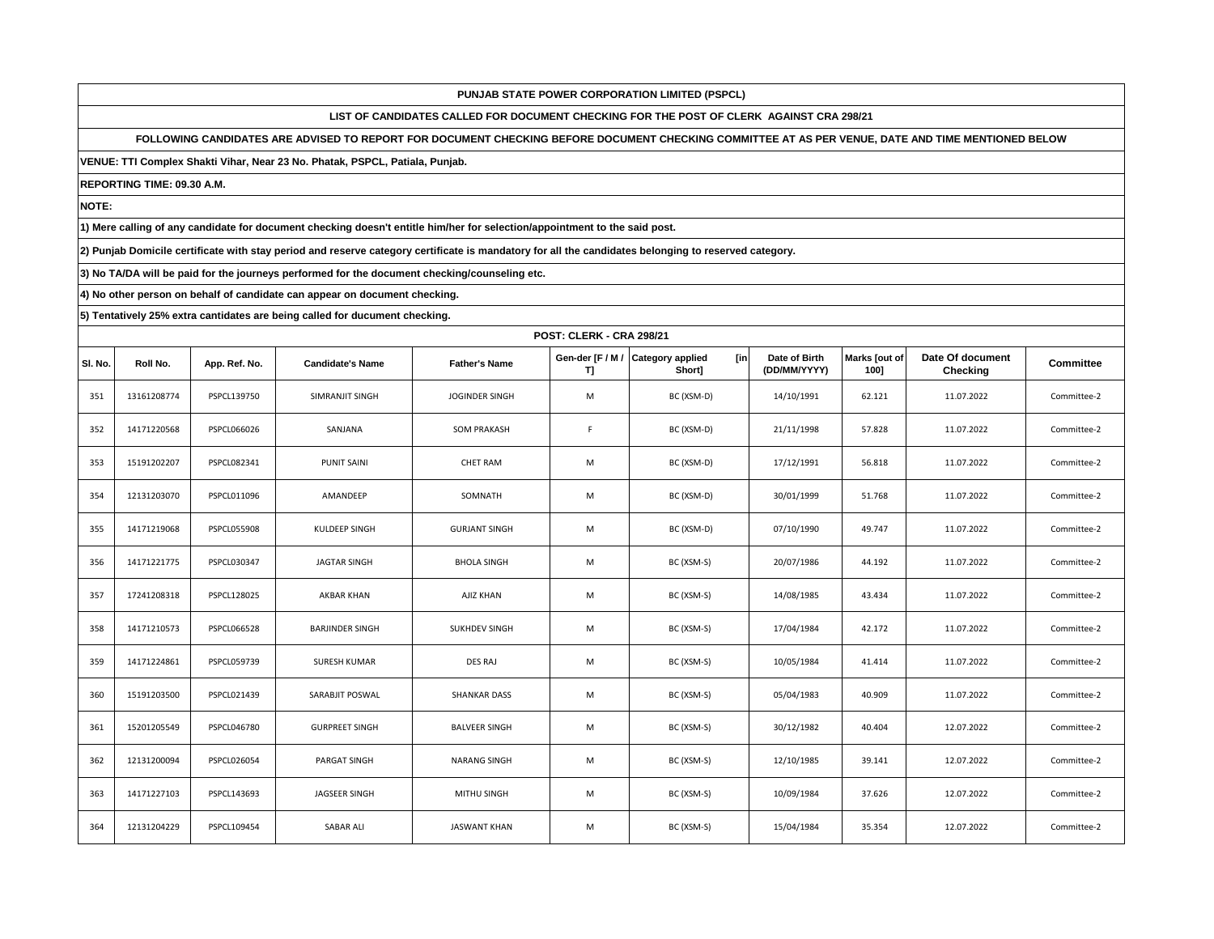**PUNJAB STATE POWER CORPORATION LIMITED (PSPCL)**

**LIST OF CANDIDATES CALLED FOR DOCUMENT CHECKING FOR THE POST OF CLERK AGAINST CRA 298/21**

**FOLLOWING CANDIDATES ARE ADVISED TO REPORT FOR DOCUMENT CHECKING BEFORE DOCUMENT CHECKING COMMITTEE AT AS PER VENUE, DATE AND TIME MENTIONED BELOW**

**VENUE: TTI Complex Shakti Vihar, Near 23 No. Phatak, PSPCL, Patiala, Punjab.**

**REPORTING TIME: 09.30 A.M.**

**NOTE:**

**1) Mere calling of any candidate for document checking doesn't entitle him/her for selection/appointment to the said post.**

**2) Punjab Domicile certificate with stay period and reserve category certificate is mandatory for all the candidates belonging to reserved category.**

**3) No TA/DA will be paid for the journeys performed for the document checking/counseling etc.**

**4) No other person on behalf of candidate can appear on document checking.**

**5) Tentatively 25% extra cantidates are being called for ducument checking.**

**POST: CLERK - CRA 298/21**

| Sl. No. | Roll No. | App. Ref. No. | Candidate's Name | Father's Name | Gen-der [F / M / T] | Category applied [in Short] | Date of Birth (DD/MM/YYYY) | Marks [out of 100] | Date Of document Checking | Committee |
|---|---|---|---|---|---|---|---|---|---|---|
| 351 | 13161208774 | PSPCL139750 | SIMRANJIT SINGH | JOGINDER SINGH | M | BC (XSM-D) | 14/10/1991 | 62.121 | 11.07.2022 | Committee-2 |
| 352 | 14171220568 | PSPCL066026 | SANJANA | SOM PRAKASH | F | BC (XSM-D) | 21/11/1998 | 57.828 | 11.07.2022 | Committee-2 |
| 353 | 15191202207 | PSPCL082341 | PUNIT SAINI | CHET RAM | M | BC (XSM-D) | 17/12/1991 | 56.818 | 11.07.2022 | Committee-2 |
| 354 | 12131203070 | PSPCL011096 | AMANDEEP | SOMNATH | M | BC (XSM-D) | 30/01/1999 | 51.768 | 11.07.2022 | Committee-2 |
| 355 | 14171219068 | PSPCL055908 | KULDEEP SINGH | GURJANT SINGH | M | BC (XSM-D) | 07/10/1990 | 49.747 | 11.07.2022 | Committee-2 |
| 356 | 14171221775 | PSPCL030347 | JAGTAR SINGH | BHOLA SINGH | M | BC (XSM-S) | 20/07/1986 | 44.192 | 11.07.2022 | Committee-2 |
| 357 | 17241208318 | PSPCL128025 | AKBAR KHAN | AJIZ KHAN | M | BC (XSM-S) | 14/08/1985 | 43.434 | 11.07.2022 | Committee-2 |
| 358 | 14171210573 | PSPCL066528 | BARJINDER SINGH | SUKHDEV SINGH | M | BC (XSM-S) | 17/04/1984 | 42.172 | 11.07.2022 | Committee-2 |
| 359 | 14171224861 | PSPCL059739 | SURESH KUMAR | DES RAJ | M | BC (XSM-S) | 10/05/1984 | 41.414 | 11.07.2022 | Committee-2 |
| 360 | 15191203500 | PSPCL021439 | SARABJIT POSWAL | SHANKAR DASS | M | BC (XSM-S) | 05/04/1983 | 40.909 | 11.07.2022 | Committee-2 |
| 361 | 15201205549 | PSPCL046780 | GURPREET SINGH | BALVEER SINGH | M | BC (XSM-S) | 30/12/1982 | 40.404 | 12.07.2022 | Committee-2 |
| 362 | 12131200094 | PSPCL026054 | PARGAT SINGH | NARANG SINGH | M | BC (XSM-S) | 12/10/1985 | 39.141 | 12.07.2022 | Committee-2 |
| 363 | 14171227103 | PSPCL143693 | JAGSEER SINGH | MITHU SINGH | M | BC (XSM-S) | 10/09/1984 | 37.626 | 12.07.2022 | Committee-2 |
| 364 | 12131204229 | PSPCL109454 | SABAR ALI | JASWANT KHAN | M | BC (XSM-S) | 15/04/1984 | 35.354 | 12.07.2022 | Committee-2 |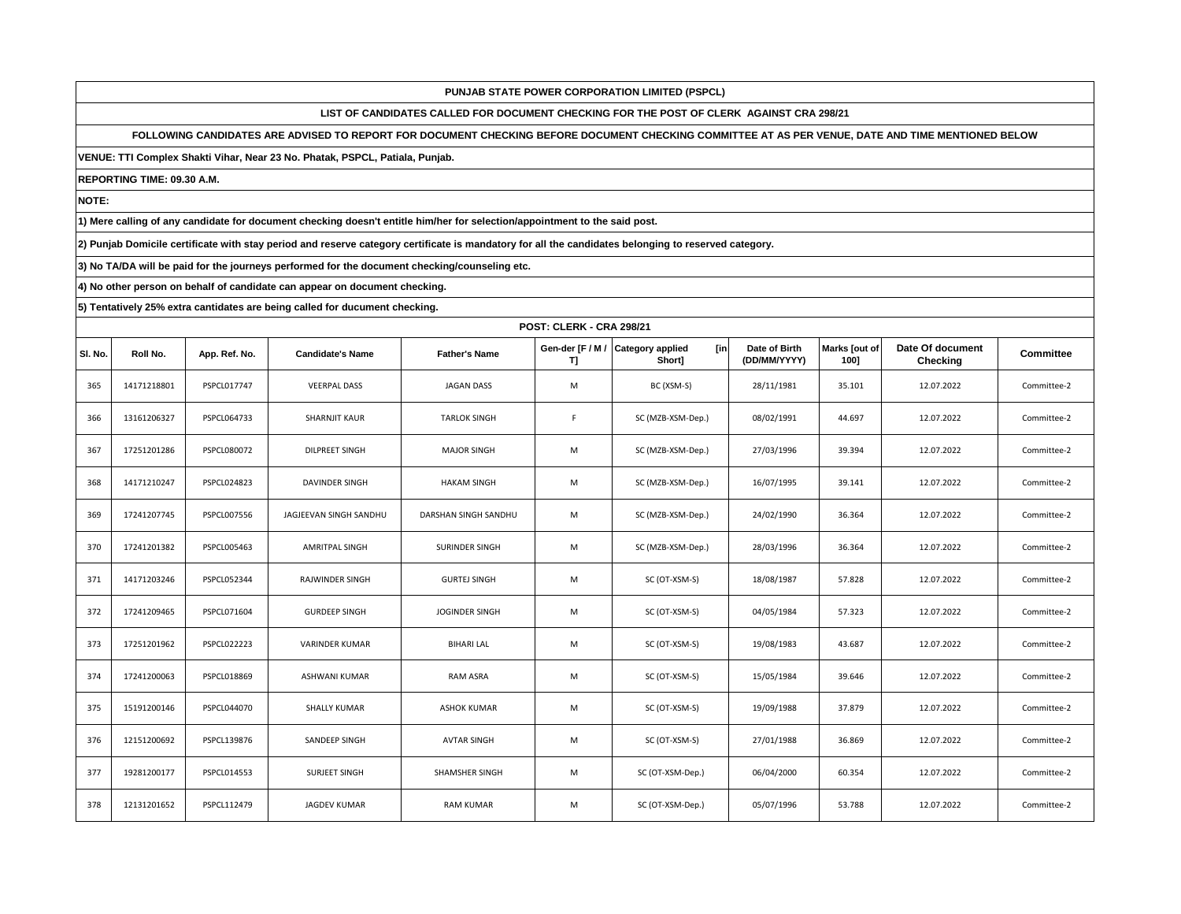**PUNJAB STATE POWER CORPORATION LIMITED (PSPCL)**

**LIST OF CANDIDATES CALLED FOR DOCUMENT CHECKING FOR THE POST OF CLERK AGAINST CRA 298/21**

**FOLLOWING CANDIDATES ARE ADVISED TO REPORT FOR DOCUMENT CHECKING BEFORE DOCUMENT CHECKING COMMITTEE AT AS PER VENUE, DATE AND TIME MENTIONED BELOW**

**VENUE: TTI Complex Shakti Vihar, Near 23 No. Phatak, PSPCL, Patiala, Punjab.**

**REPORTING TIME: 09.30 A.M.**

**NOTE:**

**1) Mere calling of any candidate for document checking doesn't entitle him/her for selection/appointment to the said post.**

**2) Punjab Domicile certificate with stay period and reserve category certificate is mandatory for all the candidates belonging to reserved category.**

**3) No TA/DA will be paid for the journeys performed for the document checking/counseling etc.**

**4) No other person on behalf of candidate can appear on document checking.**

**5) Tentatively 25% extra cantidates are being called for ducument checking.**

**POST: CLERK - CRA 298/21**

| Sl. No. | Roll No. | App. Ref. No. | Candidate's Name | Father's Name | Gen-der [F / M / T] | Category applied [in Short] | Date of Birth (DD/MM/YYYY) | Marks [out of 100] | Date Of document Checking | Committee |
|---|---|---|---|---|---|---|---|---|---|---|
| 365 | 14171218801 | PSPCL017747 | VEERPAL DASS | JAGAN DASS | M | BC (XSM-S) | 28/11/1981 | 35.101 | 12.07.2022 | Committee-2 |
| 366 | 13161206327 | PSPCL064733 | SHARNJIT KAUR | TARLOK SINGH | F | SC (MZB-XSM-Dep.) | 08/02/1991 | 44.697 | 12.07.2022 | Committee-2 |
| 367 | 17251201286 | PSPCL080072 | DILPREET SINGH | MAJOR SINGH | M | SC (MZB-XSM-Dep.) | 27/03/1996 | 39.394 | 12.07.2022 | Committee-2 |
| 368 | 14171210247 | PSPCL024823 | DAVINDER SINGH | HAKAM SINGH | M | SC (MZB-XSM-Dep.) | 16/07/1995 | 39.141 | 12.07.2022 | Committee-2 |
| 369 | 17241207745 | PSPCL007556 | JAGJEEVAN SINGH SANDHU | DARSHAN SINGH SANDHU | M | SC (MZB-XSM-Dep.) | 24/02/1990 | 36.364 | 12.07.2022 | Committee-2 |
| 370 | 17241201382 | PSPCL005463 | AMRITPAL SINGH | SURINDER SINGH | M | SC (MZB-XSM-Dep.) | 28/03/1996 | 36.364 | 12.07.2022 | Committee-2 |
| 371 | 14171203246 | PSPCL052344 | RAJWINDER SINGH | GURTEJ SINGH | M | SC (OT-XSM-S) | 18/08/1987 | 57.828 | 12.07.2022 | Committee-2 |
| 372 | 17241209465 | PSPCL071604 | GURDEEP SINGH | JOGINDER SINGH | M | SC (OT-XSM-S) | 04/05/1984 | 57.323 | 12.07.2022 | Committee-2 |
| 373 | 17251201962 | PSPCL022223 | VARINDER KUMAR | BIHARI LAL | M | SC (OT-XSM-S) | 19/08/1983 | 43.687 | 12.07.2022 | Committee-2 |
| 374 | 17241200063 | PSPCL018869 | ASHWANI KUMAR | RAM ASRA | M | SC (OT-XSM-S) | 15/05/1984 | 39.646 | 12.07.2022 | Committee-2 |
| 375 | 15191200146 | PSPCL044070 | SHALLY KUMAR | ASHOK KUMAR | M | SC (OT-XSM-S) | 19/09/1988 | 37.879 | 12.07.2022 | Committee-2 |
| 376 | 12151200692 | PSPCL139876 | SANDEEP SINGH | AVTAR SINGH | M | SC (OT-XSM-S) | 27/01/1988 | 36.869 | 12.07.2022 | Committee-2 |
| 377 | 19281200177 | PSPCL014553 | SURJEET SINGH | SHAMSHER SINGH | M | SC (OT-XSM-Dep.) | 06/04/2000 | 60.354 | 12.07.2022 | Committee-2 |
| 378 | 12131201652 | PSPCL112479 | JAGDEV KUMAR | RAM KUMAR | M | SC (OT-XSM-Dep.) | 05/07/1996 | 53.788 | 12.07.2022 | Committee-2 |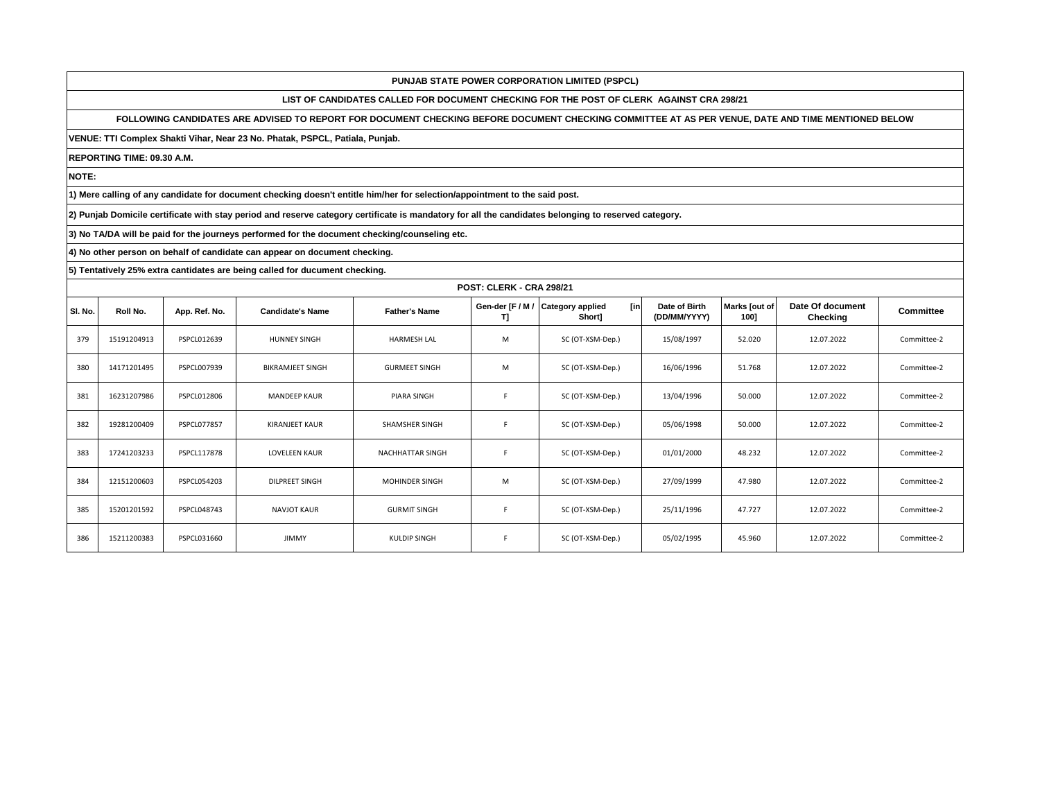**PUNJAB STATE POWER CORPORATION LIMITED (PSPCL)**

**LIST OF CANDIDATES CALLED FOR DOCUMENT CHECKING FOR THE POST OF CLERK AGAINST CRA 298/21**

**FOLLOWING CANDIDATES ARE ADVISED TO REPORT FOR DOCUMENT CHECKING BEFORE DOCUMENT CHECKING COMMITTEE AT AS PER VENUE, DATE AND TIME MENTIONED BELOW**

**VENUE: TTI Complex Shakti Vihar, Near 23 No. Phatak, PSPCL, Patiala, Punjab.**

**REPORTING TIME: 09.30 A.M.**

**NOTE:**

**1) Mere calling of any candidate for document checking doesn't entitle him/her for selection/appointment to the said post.**

**2) Punjab Domicile certificate with stay period and reserve category certificate is mandatory for all the candidates belonging to reserved category.**

**3) No TA/DA will be paid for the journeys performed for the document checking/counseling etc.**

**4) No other person on behalf of candidate can appear on document checking.**

**5) Tentatively 25% extra cantidates are being called for ducument checking.**

**POST: CLERK - CRA 298/21**

| Sl. No. | Roll No. | App. Ref. No. | Candidate's Name | Father's Name | Gen-der [F / M / T] | Category applied [in Short] | Date of Birth (DD/MM/YYYY) | Marks [out of 100] | Date Of document Checking | Committee |
|---|---|---|---|---|---|---|---|---|---|---|
| 379 | 15191204913 | PSPCL012639 | HUNNEY SINGH | HARMESH LAL | M | SC (OT-XSM-Dep.) | 15/08/1997 | 52.020 | 12.07.2022 | Committee-2 |
| 380 | 14171201495 | PSPCL007939 | BIKRAMJEET SINGH | GURMEET SINGH | M | SC (OT-XSM-Dep.) | 16/06/1996 | 51.768 | 12.07.2022 | Committee-2 |
| 381 | 16231207986 | PSPCL012806 | MANDEEP KAUR | PIARA SINGH | F | SC (OT-XSM-Dep.) | 13/04/1996 | 50.000 | 12.07.2022 | Committee-2 |
| 382 | 19281200409 | PSPCL077857 | KIRANJEET KAUR | SHAMSHER SINGH | F | SC (OT-XSM-Dep.) | 05/06/1998 | 50.000 | 12.07.2022 | Committee-2 |
| 383 | 17241203233 | PSPCL117878 | LOVELEEN KAUR | NACHHATTAR SINGH | F | SC (OT-XSM-Dep.) | 01/01/2000 | 48.232 | 12.07.2022 | Committee-2 |
| 384 | 12151200603 | PSPCL054203 | DILPREET SINGH | MOHINDER SINGH | M | SC (OT-XSM-Dep.) | 27/09/1999 | 47.980 | 12.07.2022 | Committee-2 |
| 385 | 15201201592 | PSPCL048743 | NAVJOT KAUR | GURMIT SINGH | F | SC (OT-XSM-Dep.) | 25/11/1996 | 47.727 | 12.07.2022 | Committee-2 |
| 386 | 15211200383 | PSPCL031660 | JIMMY | KULDIP SINGH | F | SC (OT-XSM-Dep.) | 05/02/1995 | 45.960 | 12.07.2022 | Committee-2 |